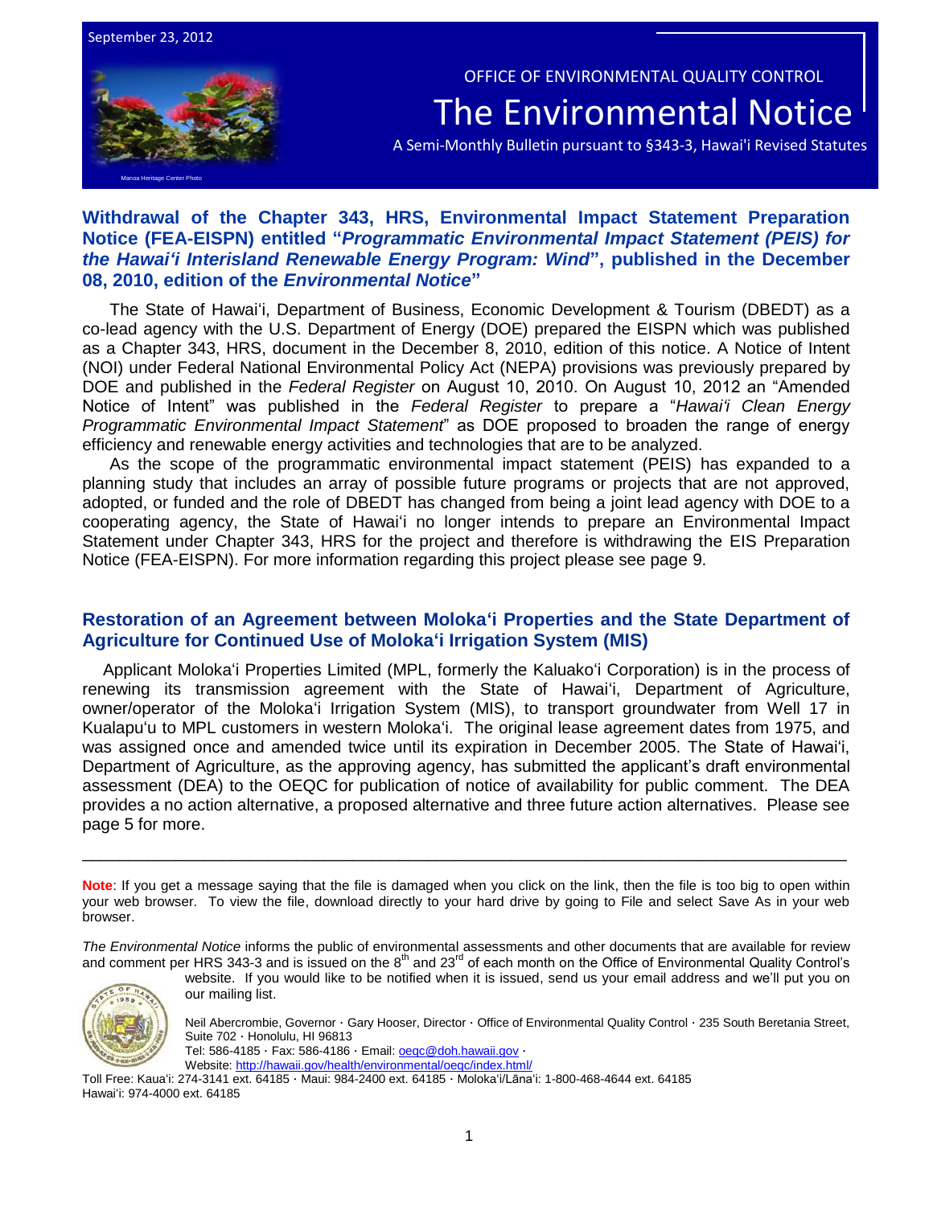September 23, 2012

Manoa Heritage Center Photo

OFFICE OF ENVIRONMENTAL QUALITY CONTROL

# The Environmental Notice

A Semi-Monthly Bulletin pursuant to §343-3, Hawai'i Revised Statutes

## Withdrawal of the Chapter 343, HRS, Environmental Impact Statement Preparation Notice (FEA-EISPN) entitled "*Programmatic Environmental Impact Statement (PEIS) for the Hawai'i Interisland Renewable Energy Program: Wind*", published in the December 08, 2010, edition of the *Environmental Notice*"

The State of Hawai'i, Department of Business, Economic Development & Tourism (DBEDT) as a co-lead agency with the U.S. Department of Energy (DOE) prepared the EISPN which was published as a Chapter 343, HRS, document in the December 8, 2010, edition of this notice. A Notice of Intent (NOI) under Federal National Environmental Policy Act (NEPA) provisions was previously prepared by DOE and published in the *Federal Register* on August 10, 2010. On August 10, 2012 an "Amended Notice of Intent" was published in the *Federal Register* to prepare a "*Hawai'i Clean Energy Programmatic Environmental Impact Statement*" as DOE proposed to broaden the range of energy efficiency and renewable energy activities and technologies that are to be analyzed.

As the scope of the programmatic environmental impact statement (PEIS) has expanded to a planning study that includes an array of possible future programs or projects that are not approved, adopted, or funded and the role of DBEDT has changed from being a joint lead agency with DOE to a cooperating agency, the State of Hawai'i no longer intends to prepare an Environmental Impact Statement under Chapter 343, HRS for the project and therefore is withdrawing the EIS Preparation Notice (FEA-EISPN). For more information regarding this project please see page 9.

## Restoration of an Agreement between Moloka'i Properties and the State Department of Agriculture for Continued Use of Moloka'i Irrigation System (MIS)

Applicant Moloka'i Properties Limited (MPL, formerly the Kaluako'i Corporation) is in the process of renewing its transmission agreement with the State of Hawai'i, Department of Agriculture, owner/operator of the Moloka'i Irrigation System (MIS), to transport groundwater from Well 17 in Kualapu'u to MPL customers in western Moloka'i. The original lease agreement dates from 1975, and was assigned once and amended twice until its expiration in December 2005. The State of Hawai'i, Department of Agriculture, as the approving agency, has submitted the applicant's draft environmental assessment (DEA) to the OEQC for publication of notice of availability for public comment. The DEA provides a no action alternative, a proposed alternative and three future action alternatives. Please see page 5 for more.

---

**Note**: If you get a message saying that the file is damaged when you click on the link, then the file is too big to open within your web browser. To view the file, download directly to your hard drive by going to File and select Save As in your web browser.

*The Environmental Notice* informs the public of environmental assessments and other documents that are available for review and comment per HRS 343-3 and is issued on the 8th and 23rd of each month on the Office of Environmental Quality Control's website. If you would like to be notified when it is issued, send us your email address and we'll put you on our mailing list.

Neil Abercrombie, Governor · Gary Hooser, Director · Office of Environmental Quality Control · 235 South Beretania Street, Suite 702 · Honolulu, HI 96813
Tel: 586-4185 · Fax: 586-4186 · Email: oeqc@doh.hawaii.gov ·
Website: http://hawaii.gov/health/environmental/oeqc/index.html/
Toll Free: Kaua'i: 274-3141 ext. 64185 · Maui: 984-2400 ext. 64185 · Moloka'i/Lāna'i: 1-800-468-4644 ext. 64185
Hawai'i: 974-4000 ext. 64185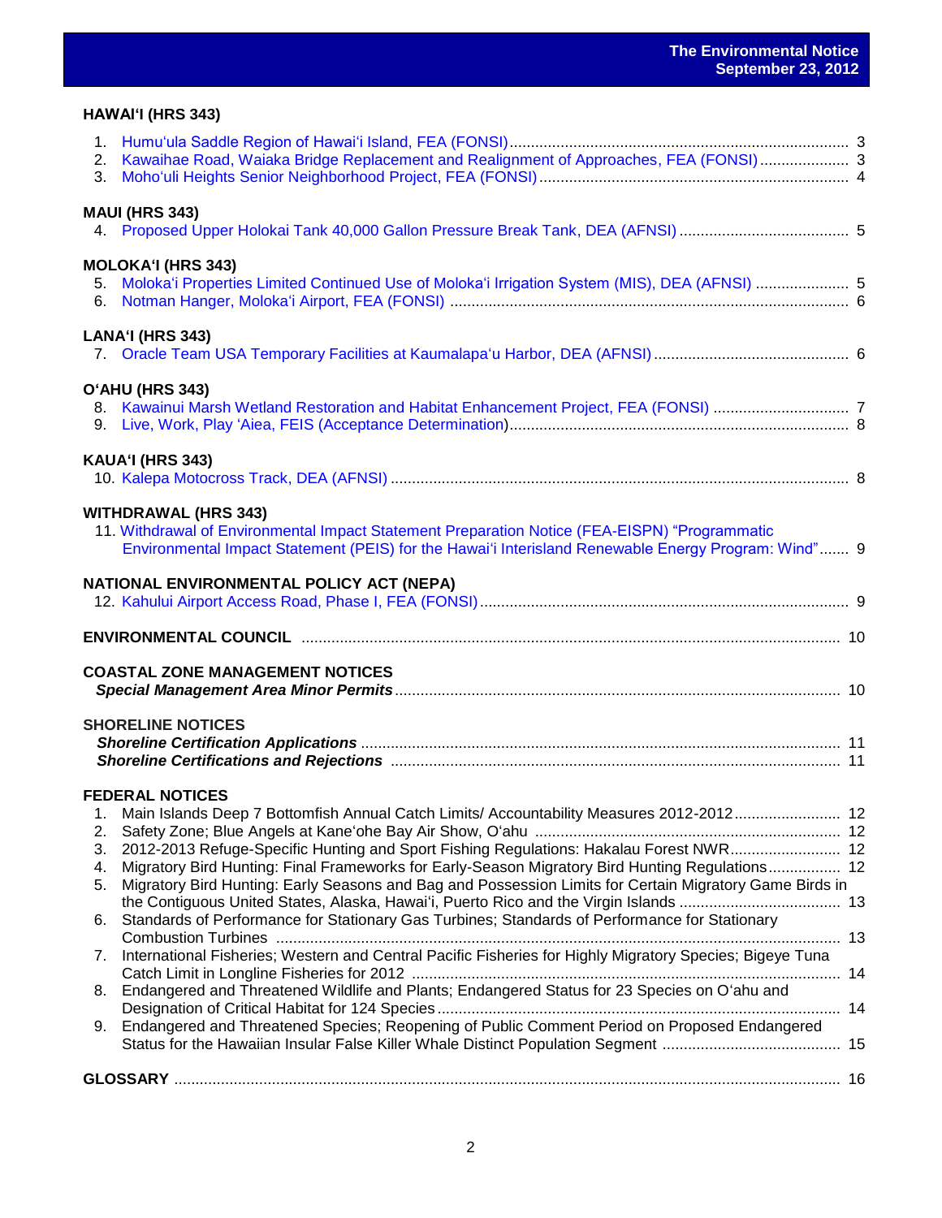## HAWAIʻI (HRS 343)

1. Humuʻula Saddle Region of Hawaiʻi Island, FEA (FONSI) ... 3
2. Kawaihae Road, Waiaka Bridge Replacement and Realignment of Approaches, FEA (FONSI) ... 3
3. Mohoʻuli Heights Senior Neighborhood Project, FEA (FONSI) ... 4

## MAUI (HRS 343)

4. Proposed Upper Holokai Tank 40,000 Gallon Pressure Break Tank, DEA (AFNSI) ... 5

## MOLOKAʻI (HRS 343)

5. Molokaʻi Properties Limited Continued Use of Molokaʻi Irrigation System (MIS), DEA (AFNSI) ... 5
6. Notman Hanger, Molokaʻi Airport, FEA (FONSI) ... 6

## LANAʻI (HRS 343)

7. Oracle Team USA Temporary Facilities at Kaumalapaʻu Harbor, DEA (AFNSI) ... 6

## OʻAHU (HRS 343)

8. Kawainui Marsh Wetland Restoration and Habitat Enhancement Project, FEA (FONSI) ... 7
9. Live, Work, Play ʻAiea, FEIS (Acceptance Determination) ... 8

## KAUAʻI (HRS 343)

10. Kalepa Motocross Track, DEA (AFNSI) ... 8

## WITHDRAWAL (HRS 343)

11. Withdrawal of Environmental Impact Statement Preparation Notice (FEA-EISPN) "Programmatic Environmental Impact Statement (PEIS) for the Hawaiʻi Interisland Renewable Energy Program: Wind" ... 9

## NATIONAL ENVIRONMENTAL POLICY ACT (NEPA)

12. Kahului Airport Access Road, Phase I, FEA (FONSI) ... 9

## ENVIRONMENTAL COUNCIL ... 10

## COASTAL ZONE MANAGEMENT NOTICES

***Special Management Area Minor Permits*** ... 10

## SHORELINE NOTICES

***Shoreline Certification Applications*** ... 11
***Shoreline Certifications and Rejections*** ... 11

## FEDERAL NOTICES

1. Main Islands Deep 7 Bottomfish Annual Catch Limits/ Accountability Measures 2012-2012 ... 12
2. Safety Zone; Blue Angels at Kaneʻohe Bay Air Show, Oʻahu ... 12
3. 2012-2013 Refuge-Specific Hunting and Sport Fishing Regulations: Hakalau Forest NWR ... 12
4. Migratory Bird Hunting: Final Frameworks for Early-Season Migratory Bird Hunting Regulations ... 12
5. Migratory Bird Hunting: Early Seasons and Bag and Possession Limits for Certain Migratory Game Birds in the Contiguous United States, Alaska, Hawaiʻi, Puerto Rico and the Virgin Islands ... 13
6. Standards of Performance for Stationary Gas Turbines; Standards of Performance for Stationary Combustion Turbines ... 13
7. International Fisheries; Western and Central Pacific Fisheries for Highly Migratory Species; Bigeye Tuna Catch Limit in Longline Fisheries for 2012 ... 14
8. Endangered and Threatened Wildlife and Plants; Endangered Status for 23 Species on Oʻahu and Designation of Critical Habitat for 124 Species ... 14
9. Endangered and Threatened Species; Reopening of Public Comment Period on Proposed Endangered Status for the Hawaiian Insular False Killer Whale Distinct Population Segment ... 15

## GLOSSARY ... 16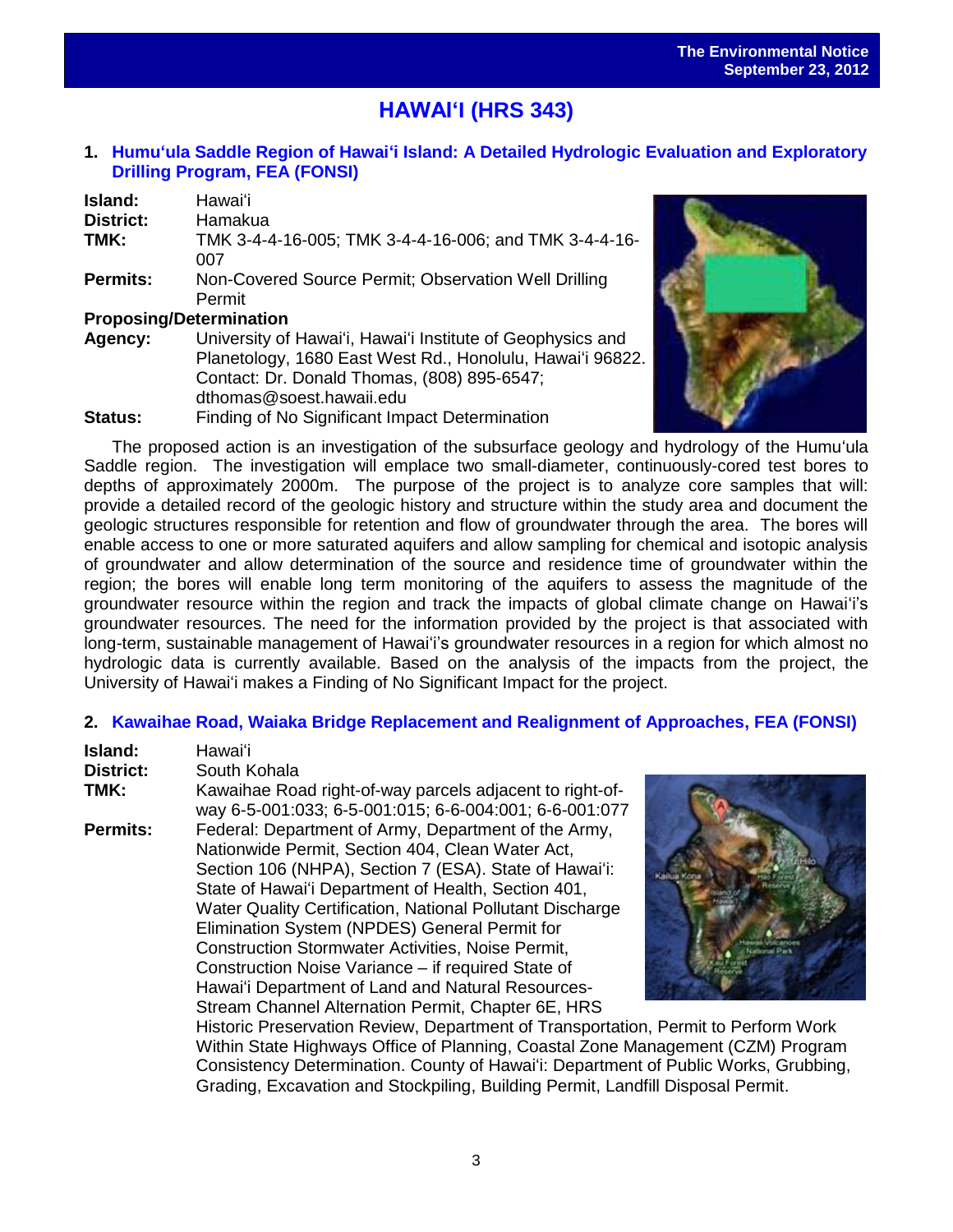# HAWAIʻI (HRS 343)

## 1. Humuʻula Saddle Region of Hawaiʻi Island: A Detailed Hydrologic Evaluation and Exploratory Drilling Program, FEA (FONSI)

**Island:** Hawaiʻi
**District:** Hamakua
**TMK:** TMK 3-4-4-16-005; TMK 3-4-4-16-006; and TMK 3-4-4-16-007
**Permits:** Non-Covered Source Permit; Observation Well Drilling Permit
**Proposing/Determination Agency:** University of Hawaiʻi, Hawaiʻi Institute of Geophysics and Planetology, 1680 East West Rd., Honolulu, Hawaiʻi 96822. Contact: Dr. Donald Thomas, (808) 895-6547; dthomas@soest.hawaii.edu
**Status:** Finding of No Significant Impact Determination

The proposed action is an investigation of the subsurface geology and hydrology of the Humuʻula Saddle region. The investigation will emplace two small-diameter, continuously-cored test bores to depths of approximately 2000m. The purpose of the project is to analyze core samples that will: provide a detailed record of the geologic history and structure within the study area and document the geologic structures responsible for retention and flow of groundwater through the area. The bores will enable access to one or more saturated aquifers and allow sampling for chemical and isotopic analysis of groundwater and allow determination of the source and residence time of groundwater within the region; the bores will enable long term monitoring of the aquifers to assess the magnitude of the groundwater resource within the region and track the impacts of global climate change on Hawaiʻi's groundwater resources. The need for the information provided by the project is that associated with long-term, sustainable management of Hawaiʻi's groundwater resources in a region for which almost no hydrologic data is currently available. Based on the analysis of the impacts from the project, the University of Hawaiʻi makes a Finding of No Significant Impact for the project.

## 2. Kawaihae Road, Waiaka Bridge Replacement and Realignment of Approaches, FEA (FONSI)

**Island:** Hawaiʻi
**District:** South Kohala
**TMK:** Kawaihae Road right-of-way parcels adjacent to right-of-way 6-5-001:033; 6-5-001:015; 6-6-004:001; 6-6-001:077
**Permits:** Federal: Department of Army, Department of the Army, Nationwide Permit, Section 404, Clean Water Act, Section 106 (NHPA), Section 7 (ESA). State of Hawaiʻi: State of Hawaiʻi Department of Health, Section 401, Water Quality Certification, National Pollutant Discharge Elimination System (NPDES) General Permit for Construction Stormwater Activities, Noise Permit, Construction Noise Variance – if required State of Hawaiʻi Department of Land and Natural Resources-Stream Channel Alternation Permit, Chapter 6E, HRS Historic Preservation Review, Department of Transportation, Permit to Perform Work Within State Highways Office of Planning, Coastal Zone Management (CZM) Program Consistency Determination. County of Hawaiʻi: Department of Public Works, Grubbing, Grading, Excavation and Stockpiling, Building Permit, Landfill Disposal Permit.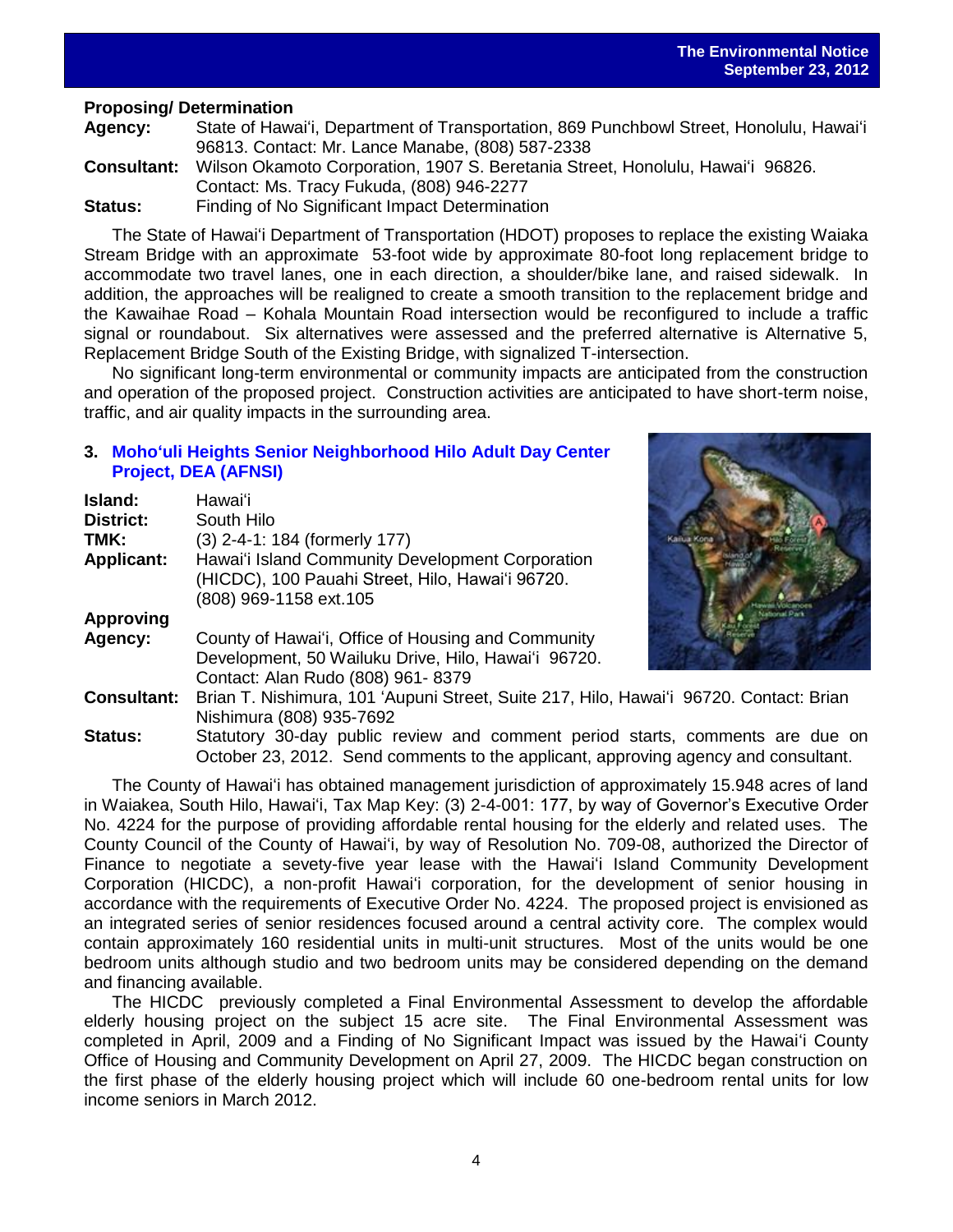**Proposing/ Determination**

**Agency:** State of Hawaiʻi, Department of Transportation, 869 Punchbowl Street, Honolulu, Hawaiʻi 96813. Contact: Mr. Lance Manabe, (808) 587-2338

**Consultant:** Wilson Okamoto Corporation, 1907 S. Beretania Street, Honolulu, Hawaiʻi 96826. Contact: Ms. Tracy Fukuda, (808) 946-2277

**Status:** Finding of No Significant Impact Determination

The State of Hawaiʻi Department of Transportation (HDOT) proposes to replace the existing Waiaka Stream Bridge with an approximate 53-foot wide by approximate 80-foot long replacement bridge to accommodate two travel lanes, one in each direction, a shoulder/bike lane, and raised sidewalk. In addition, the approaches will be realigned to create a smooth transition to the replacement bridge and the Kawaihae Road – Kohala Mountain Road intersection would be reconfigured to include a traffic signal or roundabout. Six alternatives were assessed and the preferred alternative is Alternative 5, Replacement Bridge South of the Existing Bridge, with signalized T-intersection.

No significant long-term environmental or community impacts are anticipated from the construction and operation of the proposed project. Construction activities are anticipated to have short-term noise, traffic, and air quality impacts in the surrounding area.

### 3. Mohoʻuli Heights Senior Neighborhood Hilo Adult Day Center Project, DEA (AFNSI)

**Island:** Hawaiʻi

**District:** South Hilo

**TMK:** (3) 2-4-1: 184 (formerly 177)

**Applicant:** Hawaiʻi Island Community Development Corporation (HICDC), 100 Pauahi Street, Hilo, Hawaiʻi 96720. (808) 969-1158 ext.105

**Approving Agency:** County of Hawaiʻi, Office of Housing and Community Development, 50 Wailuku Drive, Hilo, Hawaiʻi 96720. Contact: Alan Rudo (808) 961- 8379

**Consultant:** Brian T. Nishimura, 101 ʻAupuni Street, Suite 217, Hilo, Hawaiʻi 96720. Contact: Brian Nishimura (808) 935-7692

**Status:** Statutory 30-day public review and comment period starts, comments are due on October 23, 2012. Send comments to the applicant, approving agency and consultant.

The County of Hawaiʻi has obtained management jurisdiction of approximately 15.948 acres of land in Waiakea, South Hilo, Hawaiʻi, Tax Map Key: (3) 2-4-001: 177, by way of Governor's Executive Order No. 4224 for the purpose of providing affordable rental housing for the elderly and related uses. The County Council of the County of Hawaiʻi, by way of Resolution No. 709-08, authorized the Director of Finance to negotiate a sevety-five year lease with the Hawaiʻi Island Community Development Corporation (HICDC), a non-profit Hawaiʻi corporation, for the development of senior housing in accordance with the requirements of Executive Order No. 4224. The proposed project is envisioned as an integrated series of senior residences focused around a central activity core. The complex would contain approximately 160 residential units in multi-unit structures. Most of the units would be one bedroom units although studio and two bedroom units may be considered depending on the demand and financing available.

The HICDC previously completed a Final Environmental Assessment to develop the affordable elderly housing project on the subject 15 acre site. The Final Environmental Assessment was completed in April, 2009 and a Finding of No Significant Impact was issued by the Hawaiʻi County Office of Housing and Community Development on April 27, 2009. The HICDC began construction on the first phase of the elderly housing project which will include 60 one-bedroom rental units for low income seniors in March 2012.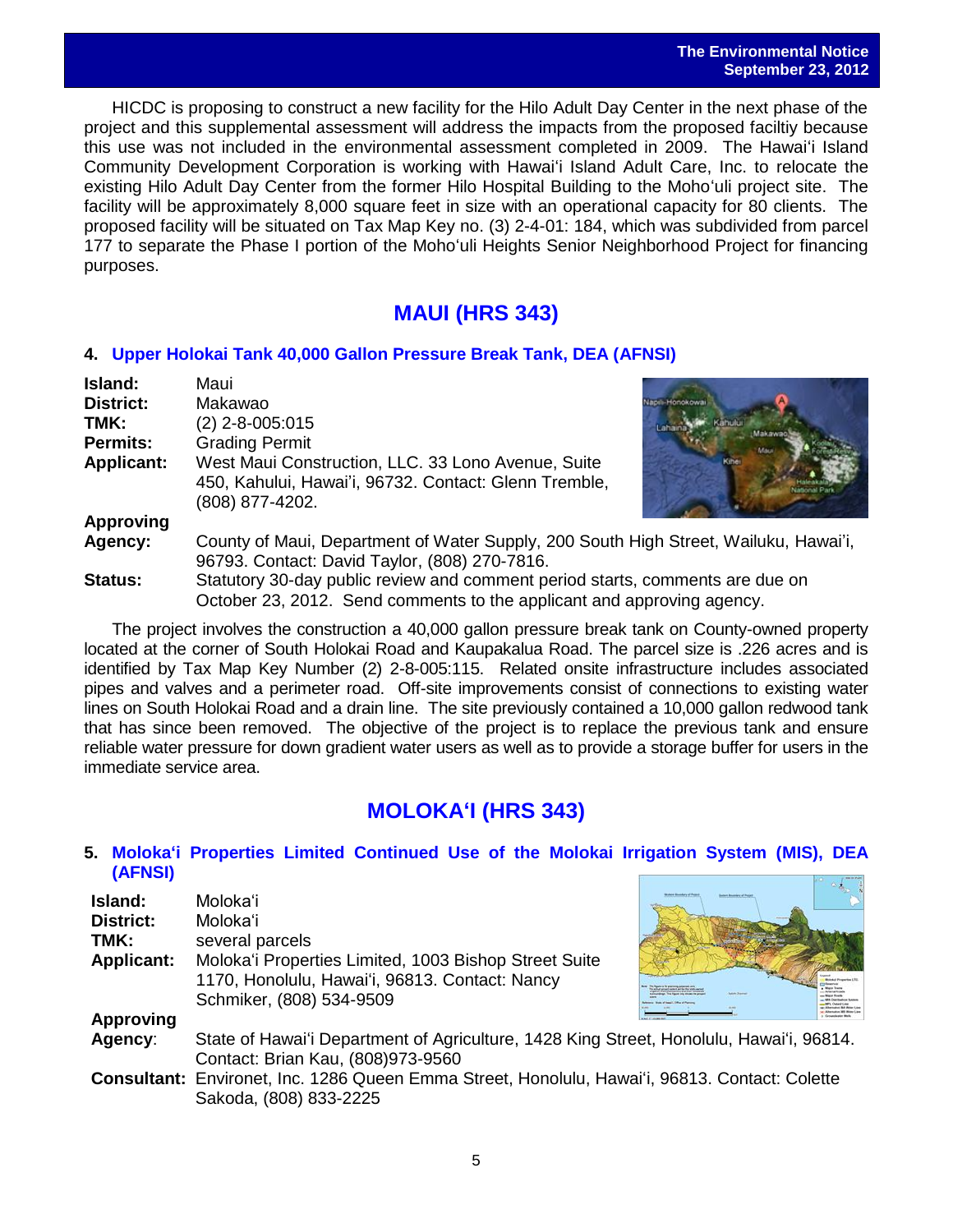HICDC is proposing to construct a new facility for the Hilo Adult Day Center in the next phase of the project and this supplemental assessment will address the impacts from the proposed faciltiy because this use was not included in the environmental assessment completed in 2009. The Hawai'i Island Community Development Corporation is working with Hawai'i Island Adult Care, Inc. to relocate the existing Hilo Adult Day Center from the former Hilo Hospital Building to the Moho'uli project site. The facility will be approximately 8,000 square feet in size with an operational capacity for 80 clients. The proposed facility will be situated on Tax Map Key no. (3) 2-4-01: 184, which was subdivided from parcel 177 to separate the Phase I portion of the Moho'uli Heights Senior Neighborhood Project for financing purposes.

## MAUI (HRS 343)

### 4. Upper Holokai Tank 40,000 Gallon Pressure Break Tank, DEA (AFNSI)

**Island:** Maui
**District:** Makawao
**TMK:** (2) 2-8-005:015
**Permits:** Grading Permit
**Applicant:** West Maui Construction, LLC. 33 Lono Avenue, Suite 450, Kahului, Hawai'i, 96732. Contact: Glenn Tremble, (808) 877-4202.
**Approving Agency:** County of Maui, Department of Water Supply, 200 South High Street, Wailuku, Hawai'i, 96793. Contact: David Taylor, (808) 270-7816.
**Status:** Statutory 30-day public review and comment period starts, comments are due on October 23, 2012. Send comments to the applicant and approving agency.

The project involves the construction a 40,000 gallon pressure break tank on County-owned property located at the corner of South Holokai Road and Kaupakalua Road. The parcel size is .226 acres and is identified by Tax Map Key Number (2) 2-8-005:115. Related onsite infrastructure includes associated pipes and valves and a perimeter road. Off-site improvements consist of connections to existing water lines on South Holokai Road and a drain line. The site previously contained a 10,000 gallon redwood tank that has since been removed. The objective of the project is to replace the previous tank and ensure reliable water pressure for down gradient water users as well as to provide a storage buffer for users in the immediate service area.

## MOLOKA'I (HRS 343)

### 5. Moloka'i Properties Limited Continued Use of the Molokai Irrigation System (MIS), DEA (AFNSI)

**Island:** Moloka'i
**District:** Moloka'i
**TMK:** several parcels
**Applicant:** Moloka'i Properties Limited, 1003 Bishop Street Suite 1170, Honolulu, Hawai'i, 96813. Contact: Nancy Schmiker, (808) 534-9509
**Approving Agency:** State of Hawai'i Department of Agriculture, 1428 King Street, Honolulu, Hawai'i, 96814. Contact: Brian Kau, (808)973-9560
**Consultant:** Environet, Inc. 1286 Queen Emma Street, Honolulu, Hawai'i, 96813. Contact: Colette Sakoda, (808) 833-2225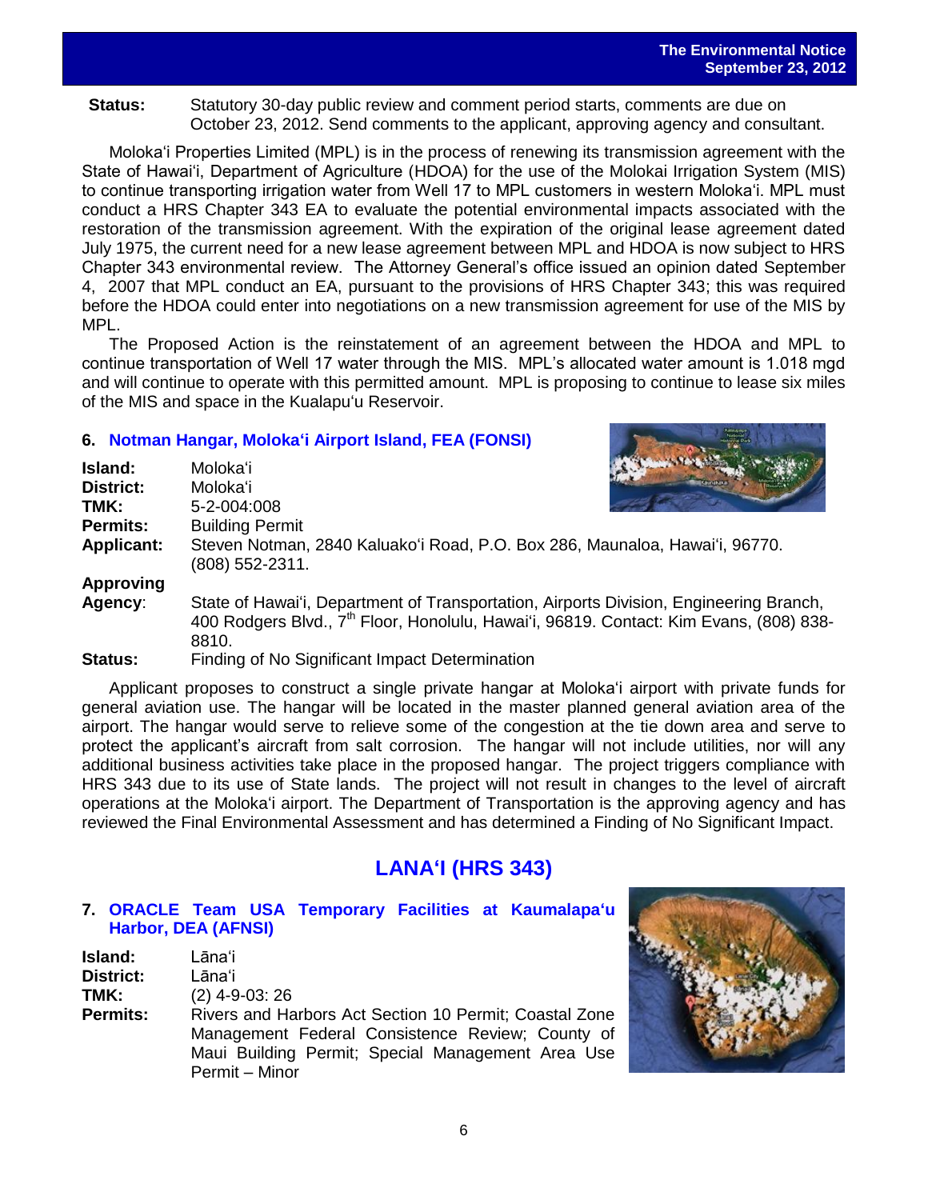**Status:** Statutory 30-day public review and comment period starts, comments are due on October 23, 2012. Send comments to the applicant, approving agency and consultant.

Molokaʻi Properties Limited (MPL) is in the process of renewing its transmission agreement with the State of Hawaiʻi, Department of Agriculture (HDOA) for the use of the Molokai Irrigation System (MIS) to continue transporting irrigation water from Well 17 to MPL customers in western Molokaʻi. MPL must conduct a HRS Chapter 343 EA to evaluate the potential environmental impacts associated with the restoration of the transmission agreement. With the expiration of the original lease agreement dated July 1975, the current need for a new lease agreement between MPL and HDOA is now subject to HRS Chapter 343 environmental review. The Attorney General's office issued an opinion dated September 4, 2007 that MPL conduct an EA, pursuant to the provisions of HRS Chapter 343; this was required before the HDOA could enter into negotiations on a new transmission agreement for use of the MIS by MPL.

The Proposed Action is the reinstatement of an agreement between the HDOA and MPL to continue transportation of Well 17 water through the MIS. MPL's allocated water amount is 1.018 mgd and will continue to operate with this permitted amount. MPL is proposing to continue to lease six miles of the MIS and space in the Kualapuʻu Reservoir.

### 6. Notman Hangar, Molokaʻi Airport Island, FEA (FONSI)

**Island:** Molokaʻi
**District:** Molokaʻi
**TMK:** 5-2-004:008
**Permits:** Building Permit
**Applicant:** Steven Notman, 2840 Kaluakoʻi Road, P.O. Box 286, Maunaloa, Hawaiʻi, 96770. (808) 552-2311.
**Approving Agency**: State of Hawaiʻi, Department of Transportation, Airports Division, Engineering Branch, 400 Rodgers Blvd., 7th Floor, Honolulu, Hawaiʻi, 96819. Contact: Kim Evans, (808) 838-8810.
**Status:** Finding of No Significant Impact Determination

Applicant proposes to construct a single private hangar at Molokaʻi airport with private funds for general aviation use. The hangar will be located in the master planned general aviation area of the airport. The hangar would serve to relieve some of the congestion at the tie down area and serve to protect the applicant's aircraft from salt corrosion. The hangar will not include utilities, nor will any additional business activities take place in the proposed hangar. The project triggers compliance with HRS 343 due to its use of State lands. The project will not result in changes to the level of aircraft operations at the Molokaʻi airport. The Department of Transportation is the approving agency and has reviewed the Final Environmental Assessment and has determined a Finding of No Significant Impact.

## LANAʻI (HRS 343)

### 7. ORACLE Team USA Temporary Facilities at Kaumalapaʻu Harbor, DEA (AFNSI)

**Island:** Lānaʻi
**District:** Lānaʻi
**TMK:** (2) 4-9-03: 26
**Permits:** Rivers and Harbors Act Section 10 Permit; Coastal Zone Management Federal Consistence Review; County of Maui Building Permit; Special Management Area Use Permit – Minor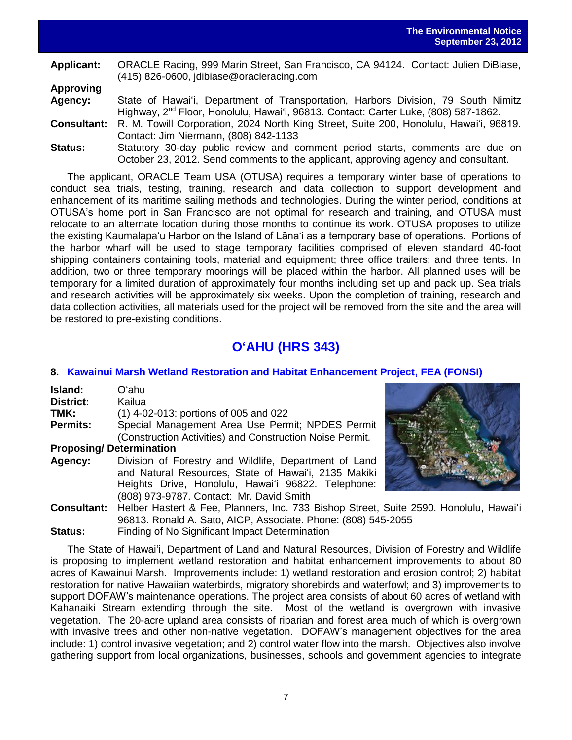**Applicant:** ORACLE Racing, 999 Marin Street, San Francisco, CA 94124. Contact: Julien DiBiase, (415) 826-0600, jdibiase@oracleracing.com

**Approving Agency:** State of Hawai'i, Department of Transportation, Harbors Division, 79 South Nimitz Highway, 2nd Floor, Honolulu, Hawai'i, 96813. Contact: Carter Luke, (808) 587-1862.

**Consultant:** R. M. Towill Corporation, 2024 North King Street, Suite 200, Honolulu, Hawai'i, 96819. Contact: Jim Niermann, (808) 842-1133

**Status:** Statutory 30-day public review and comment period starts, comments are due on October 23, 2012. Send comments to the applicant, approving agency and consultant.

The applicant, ORACLE Team USA (OTUSA) requires a temporary winter base of operations to conduct sea trials, testing, training, research and data collection to support development and enhancement of its maritime sailing methods and technologies. During the winter period, conditions at OTUSA's home port in San Francisco are not optimal for research and training, and OTUSA must relocate to an alternate location during those months to continue its work. OTUSA proposes to utilize the existing Kaumalapa'u Harbor on the Island of Lāna'i as a temporary base of operations. Portions of the harbor wharf will be used to stage temporary facilities comprised of eleven standard 40-foot shipping containers containing tools, material and equipment; three office trailers; and three tents. In addition, two or three temporary moorings will be placed within the harbor. All planned uses will be temporary for a limited duration of approximately four months including set up and pack up. Sea trials and research activities will be approximately six weeks. Upon the completion of training, research and data collection activities, all materials used for the project will be removed from the site and the area will be restored to pre-existing conditions.

## O'AHU (HRS 343)

### 8. Kawainui Marsh Wetland Restoration and Habitat Enhancement Project, FEA (FONSI)

**Island:** O'ahu

**District:** Kailua

**TMK:** (1) 4-02-013: portions of 005 and 022

**Permits:** Special Management Area Use Permit; NPDES Permit (Construction Activities) and Construction Noise Permit.

**Proposing/ Determination Agency:** Division of Forestry and Wildlife, Department of Land and Natural Resources, State of Hawai'i, 2135 Makiki Heights Drive, Honolulu, Hawai'i 96822. Telephone: (808) 973-9787. Contact: Mr. David Smith

**Consultant:** Helber Hastert & Fee, Planners, Inc. 733 Bishop Street, Suite 2590. Honolulu, Hawai'i 96813. Ronald A. Sato, AICP, Associate. Phone: (808) 545-2055

**Status:** Finding of No Significant Impact Determination

The State of Hawai'i, Department of Land and Natural Resources, Division of Forestry and Wildlife is proposing to implement wetland restoration and habitat enhancement improvements to about 80 acres of Kawainui Marsh. Improvements include: 1) wetland restoration and erosion control; 2) habitat restoration for native Hawaiian waterbirds, migratory shorebirds and waterfowl; and 3) improvements to support DOFAW's maintenance operations. The project area consists of about 60 acres of wetland with Kahanaiki Stream extending through the site. Most of the wetland is overgrown with invasive vegetation. The 20-acre upland area consists of riparian and forest area much of which is overgrown with invasive trees and other non-native vegetation. DOFAW's management objectives for the area include: 1) control invasive vegetation; and 2) control water flow into the marsh. Objectives also involve gathering support from local organizations, businesses, schools and government agencies to integrate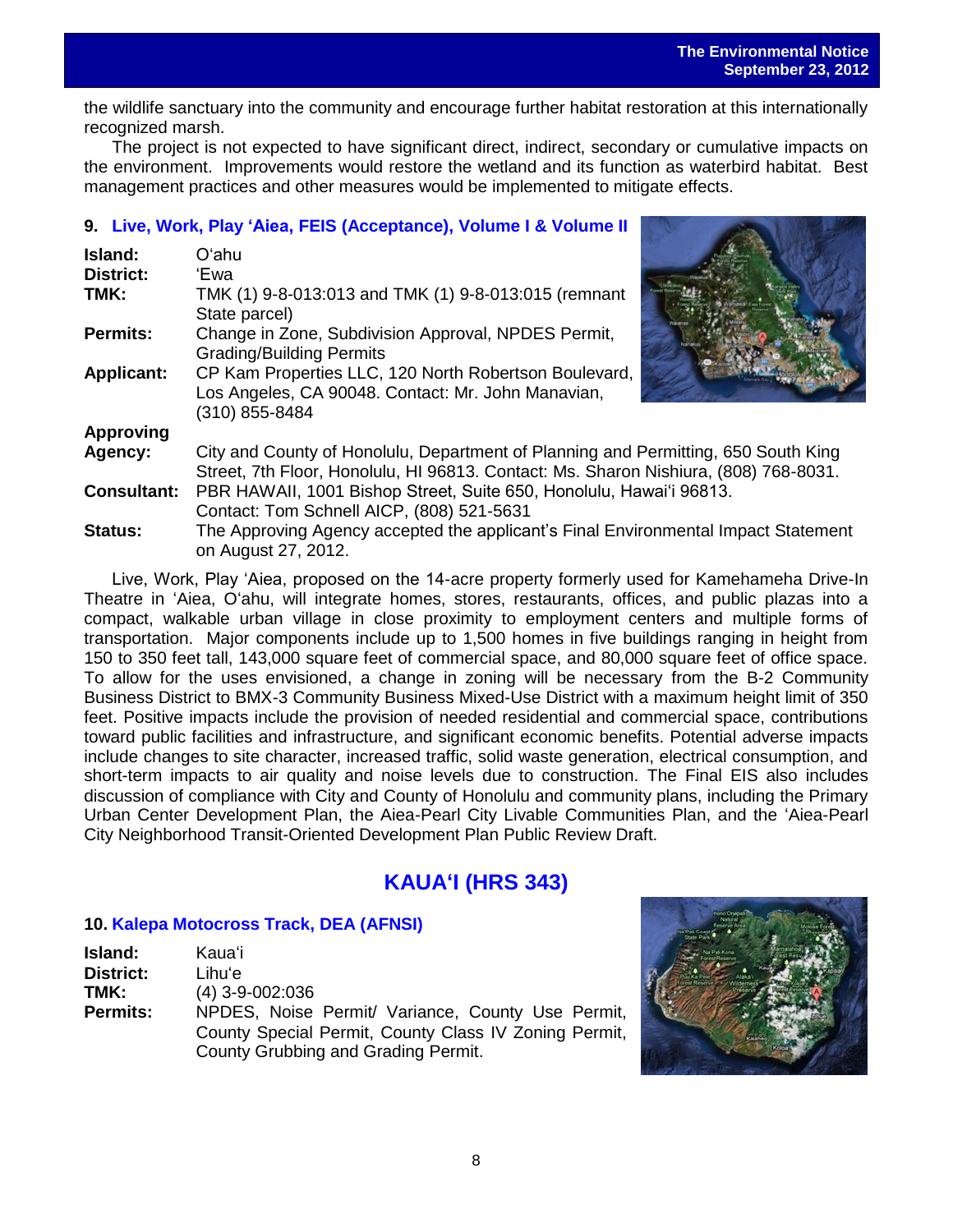the wildlife sanctuary into the community and encourage further habitat restoration at this internationally recognized marsh.

The project is not expected to have significant direct, indirect, secondary or cumulative impacts on the environment. Improvements would restore the wetland and its function as waterbird habitat. Best management practices and other measures would be implemented to mitigate effects.

### 9. Live, Work, Play ʻAiea, FEIS (Acceptance), Volume I & Volume II

**Island:** Oʻahu
**District:** ʻEwa
**TMK:** TMK (1) 9-8-013:013 and TMK (1) 9-8-013:015 (remnant State parcel)
**Permits:** Change in Zone, Subdivision Approval, NPDES Permit, Grading/Building Permits
**Applicant:** CP Kam Properties LLC, 120 North Robertson Boulevard, Los Angeles, CA 90048. Contact: Mr. John Manavian, (310) 855-8484
**Approving Agency:** City and County of Honolulu, Department of Planning and Permitting, 650 South King Street, 7th Floor, Honolulu, HI 96813. Contact: Ms. Sharon Nishiura, (808) 768-8031.
**Consultant:** PBR HAWAII, 1001 Bishop Street, Suite 650, Honolulu, Hawaiʻi 96813. Contact: Tom Schnell AICP, (808) 521-5631
**Status:** The Approving Agency accepted the applicant's Final Environmental Impact Statement on August 27, 2012.

Live, Work, Play ʻAiea, proposed on the 14-acre property formerly used for Kamehameha Drive-In Theatre in ʻAiea, Oʻahu, will integrate homes, stores, restaurants, offices, and public plazas into a compact, walkable urban village in close proximity to employment centers and multiple forms of transportation. Major components include up to 1,500 homes in five buildings ranging in height from 150 to 350 feet tall, 143,000 square feet of commercial space, and 80,000 square feet of office space. To allow for the uses envisioned, a change in zoning will be necessary from the B-2 Community Business District to BMX-3 Community Business Mixed-Use District with a maximum height limit of 350 feet. Positive impacts include the provision of needed residential and commercial space, contributions toward public facilities and infrastructure, and significant economic benefits. Potential adverse impacts include changes to site character, increased traffic, solid waste generation, electrical consumption, and short-term impacts to air quality and noise levels due to construction. The Final EIS also includes discussion of compliance with City and County of Honolulu and community plans, including the Primary Urban Center Development Plan, the Aiea-Pearl City Livable Communities Plan, and the ʻAiea-Pearl City Neighborhood Transit-Oriented Development Plan Public Review Draft.

## KAUAʻI (HRS 343)

### 10. Kalepa Motocross Track, DEA (AFNSI)

**Island:** Kauaʻi
**District:** Lihuʻe
**TMK:** (4) 3-9-002:036
**Permits:** NPDES, Noise Permit/ Variance, County Use Permit, County Special Permit, County Class IV Zoning Permit, County Grubbing and Grading Permit.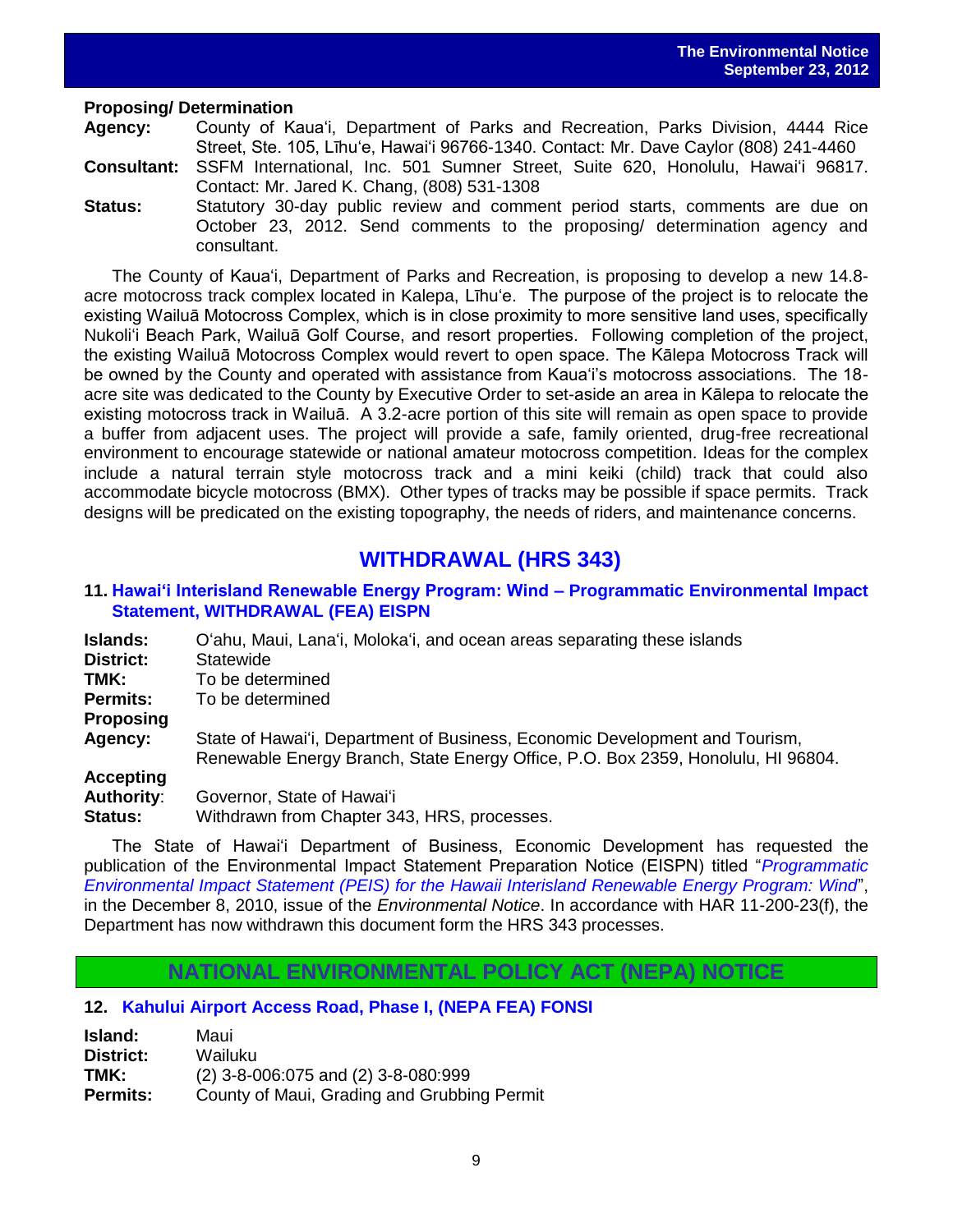**Proposing/ Determination**

**Agency:** County of Kauaʻi, Department of Parks and Recreation, Parks Division, 4444 Rice Street, Ste. 105, Līhuʻe, Hawaiʻi 96766-1340. Contact: Mr. Dave Caylor (808) 241-4460

**Consultant:** SSFM International, Inc. 501 Sumner Street, Suite 620, Honolulu, Hawaiʻi 96817. Contact: Mr. Jared K. Chang, (808) 531-1308

**Status:** Statutory 30-day public review and comment period starts, comments are due on October 23, 2012. Send comments to the proposing/ determination agency and consultant.

The County of Kauaʻi, Department of Parks and Recreation, is proposing to develop a new 14.8-acre motocross track complex located in Kalepa, Līhuʻe. The purpose of the project is to relocate the existing Wailuā Motocross Complex, which is in close proximity to more sensitive land uses, specifically Nukoliʻi Beach Park, Wailuā Golf Course, and resort properties. Following completion of the project, the existing Wailuā Motocross Complex would revert to open space. The Kālepa Motocross Track will be owned by the County and operated with assistance from Kauaʻi's motocross associations. The 18-acre site was dedicated to the County by Executive Order to set-aside an area in Kālepa to relocate the existing motocross track in Wailuā. A 3.2-acre portion of this site will remain as open space to provide a buffer from adjacent uses. The project will provide a safe, family oriented, drug-free recreational environment to encourage statewide or national amateur motocross competition. Ideas for the complex include a natural terrain style motocross track and a mini keiki (child) track that could also accommodate bicycle motocross (BMX). Other types of tracks may be possible if space permits. Track designs will be predicated on the existing topography, the needs of riders, and maintenance concerns.

## WITHDRAWAL (HRS 343)

### 11. Hawaiʻi Interisland Renewable Energy Program: Wind – Programmatic Environmental Impact Statement, WITHDRAWAL (FEA) EISPN

**Islands:** Oʻahu, Maui, Lanaʻi, Molokaʻi, and ocean areas separating these islands

**District:** Statewide

**TMK:** To be determined

**Permits:** To be determined

**Proposing Agency:** State of Hawaiʻi, Department of Business, Economic Development and Tourism, Renewable Energy Branch, State Energy Office, P.O. Box 2359, Honolulu, HI 96804.

**Accepting Authority:** Governor, State of Hawaiʻi

**Status:** Withdrawn from Chapter 343, HRS, processes.

The State of Hawaiʻi Department of Business, Economic Development has requested the publication of the Environmental Impact Statement Preparation Notice (EISPN) titled "*Programmatic Environmental Impact Statement (PEIS) for the Hawaii Interisland Renewable Energy Program: Wind*", in the December 8, 2010, issue of the *Environmental Notice*. In accordance with HAR 11-200-23(f), the Department has now withdrawn this document form the HRS 343 processes.

## NATIONAL ENVIRONMENTAL POLICY ACT (NEPA) NOTICE

### 12. Kahului Airport Access Road, Phase I, (NEPA FEA) FONSI

**Island:** Maui

**District:** Wailuku

**TMK:** (2) 3-8-006:075 and (2) 3-8-080:999

**Permits:** County of Maui, Grading and Grubbing Permit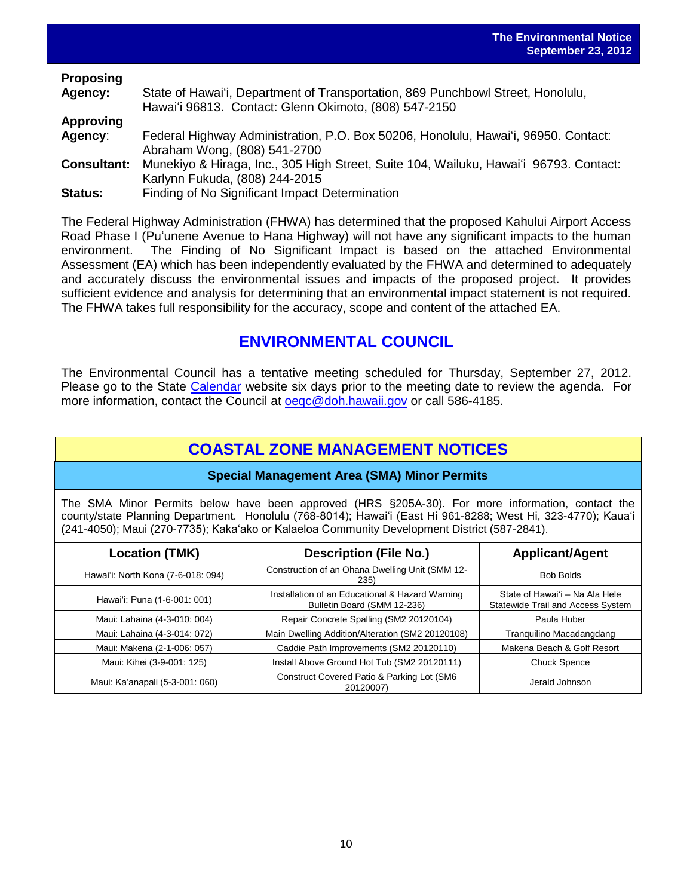**Proposing Agency:** State of Hawai'i, Department of Transportation, 869 Punchbowl Street, Honolulu, Hawai'i 96813. Contact: Glenn Okimoto, (808) 547-2150

**Approving Agency**: Federal Highway Administration, P.O. Box 50206, Honolulu, Hawai'i, 96950. Contact: Abraham Wong, (808) 541-2700

**Consultant:** Munekiyo & Hiraga, Inc., 305 High Street, Suite 104, Wailuku, Hawai'i 96793. Contact: Karlynn Fukuda, (808) 244-2015

**Status:** Finding of No Significant Impact Determination

The Federal Highway Administration (FHWA) has determined that the proposed Kahului Airport Access Road Phase I (Pu'unene Avenue to Hana Highway) will not have any significant impacts to the human environment. The Finding of No Significant Impact is based on the attached Environmental Assessment (EA) which has been independently evaluated by the FHWA and determined to adequately and accurately discuss the environmental issues and impacts of the proposed project. It provides sufficient evidence and analysis for determining that an environmental impact statement is not required. The FHWA takes full responsibility for the accuracy, scope and content of the attached EA.

## ENVIRONMENTAL COUNCIL

The Environmental Council has a tentative meeting scheduled for Thursday, September 27, 2012. Please go to the State Calendar website six days prior to the meeting date to review the agenda. For more information, contact the Council at oeqc@doh.hawaii.gov or call 586-4185.

## COASTAL ZONE MANAGEMENT NOTICES

### Special Management Area (SMA) Minor Permits

The SMA Minor Permits below have been approved (HRS §205A-30). For more information, contact the county/state Planning Department. Honolulu (768-8014); Hawai'i (East Hi 961-8288; West Hi, 323-4770); Kaua'i (241-4050); Maui (270-7735); Kaka'ako or Kalaeloa Community Development District (587-2841).

| Location (TMK) | Description (File No.) | Applicant/Agent |
|---|---|---|
| Hawai'i: North Kona (7-6-018: 094) | Construction of an Ohana Dwelling Unit (SMM 12-235) | Bob Bolds |
| Hawai'i: Puna (1-6-001: 001) | Installation of an Educational & Hazard Warning Bulletin Board (SMM 12-236) | State of Hawai'i – Na Ala Hele Statewide Trail and Access System |
| Maui: Lahaina (4-3-010: 004) | Repair Concrete Spalling (SM2 20120104) | Paula Huber |
| Maui: Lahaina (4-3-014: 072) | Main Dwelling Addition/Alteration (SM2 20120108) | Tranquilino Macadangdang |
| Maui: Makena (2-1-006: 057) | Caddie Path Improvements (SM2 20120110) | Makena Beach & Golf Resort |
| Maui: Kihei (3-9-001: 125) | Install Above Ground Hot Tub (SM2 20120111) | Chuck Spence |
| Maui: Ka'anapali (5-3-001: 060) | Construct Covered Patio & Parking Lot (SM6 20120007) | Jerald Johnson |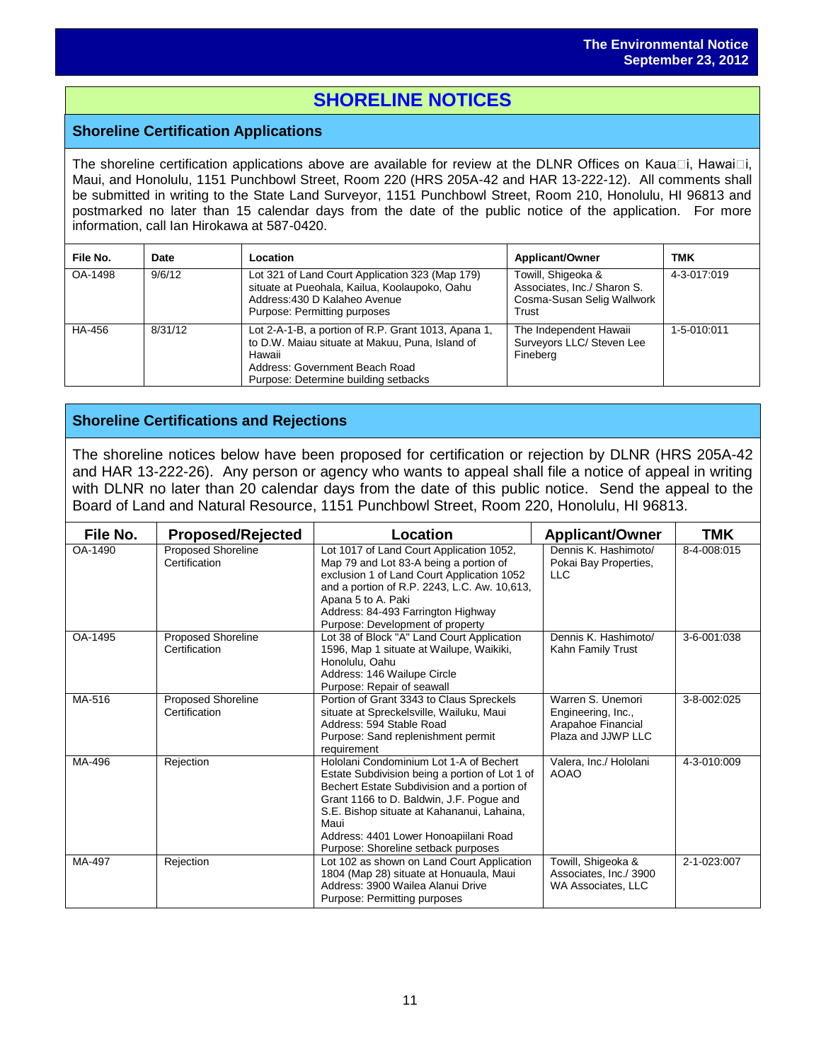# SHORELINE NOTICES

## Shoreline Certification Applications

The shoreline certification applications above are available for review at the DLNR Offices on Kaua�i, Hawai�i, Maui, and Honolulu, 1151 Punchbowl Street, Room 220 (HRS 205A-42 and HAR 13-222-12). All comments shall be submitted in writing to the State Land Surveyor, 1151 Punchbowl Street, Room 210, Honolulu, HI 96813 and postmarked no later than 15 calendar days from the date of the public notice of the application. For more information, call Ian Hirokawa at 587-0420.

| File No. | Date | Location | Applicant/Owner | TMK |
|---|---|---|---|---|
| OA-1498 | 9/6/12 | Lot 321 of Land Court Application 323 (Map 179) situate at Pueohala, Kailua, Koolaupoko, Oahu<br>Address:430 D Kalaheo Avenue<br>Purpose: Permitting purposes | Towill, Shigeoka & Associates, Inc./ Sharon S. Cosma-Susan Selig Wallwork Trust | 4-3-017:019 |
| HA-456 | 8/31/12 | Lot 2-A-1-B, a portion of R.P. Grant 1013, Apana 1, to D.W. Maiau situate at Makuu, Puna, Island of Hawaii<br>Address: Government Beach Road<br>Purpose: Determine building setbacks | The Independent Hawaii Surveyors LLC/ Steven Lee Fineberg | 1-5-010:011 |

## Shoreline Certifications and Rejections

The shoreline notices below have been proposed for certification or rejection by DLNR (HRS 205A-42 and HAR 13-222-26). Any person or agency who wants to appeal shall file a notice of appeal in writing with DLNR no later than 20 calendar days from the date of this public notice. Send the appeal to the Board of Land and Natural Resource, 1151 Punchbowl Street, Room 220, Honolulu, HI 96813.

| File No. | Proposed/Rejected | Location | Applicant/Owner | TMK |
|---|---|---|---|---|
| OA-1490 | Proposed Shoreline Certification | Lot 1017 of Land Court Application 1052, Map 79 and Lot 83-A being a portion of exclusion 1 of Land Court Application 1052 and a portion of R.P. 2243, L.C. Aw. 10,613, Apana 5 to A. Paki<br>Address: 84-493 Farrington Highway<br>Purpose: Development of property | Dennis K. Hashimoto/ Pokai Bay Properties, LLC | 8-4-008:015 |
| OA-1495 | Proposed Shoreline Certification | Lot 38 of Block "A" Land Court Application 1596, Map 1 situate at Wailupe, Waikiki, Honolulu, Oahu<br>Address: 146 Wailupe Circle<br>Purpose: Repair of seawall | Dennis K. Hashimoto/ Kahn Family Trust | 3-6-001:038 |
| MA-516 | Proposed Shoreline Certification | Portion of Grant 3343 to Claus Spreckels situate at Spreckelsville, Wailuku, Maui<br>Address: 594 Stable Road<br>Purpose: Sand replenishment permit requirement | Warren S. Unemori Engineering, Inc., Arapahoe Financial Plaza and JJWP LLC | 3-8-002:025 |
| MA-496 | Rejection | Hololani Condominium Lot 1-A of Bechert Estate Subdivision being a portion of Lot 1 of Bechert Estate Subdivision and a portion of Grant 1166 to D. Baldwin, J.F. Pogue and S.E. Bishop situate at Kahananui, Lahaina, Maui<br>Address: 4401 Lower Honoapiilani Road<br>Purpose: Shoreline setback purposes | Valera, Inc./ Hololani AOAO | 4-3-010:009 |
| MA-497 | Rejection | Lot 102 as shown on Land Court Application 1804 (Map 28) situate at Honuaula, Maui<br>Address: 3900 Wailea Alanui Drive<br>Purpose: Permitting purposes | Towill, Shigeoka & Associates, Inc./ 3900 WA Associates, LLC | 2-1-023:007 |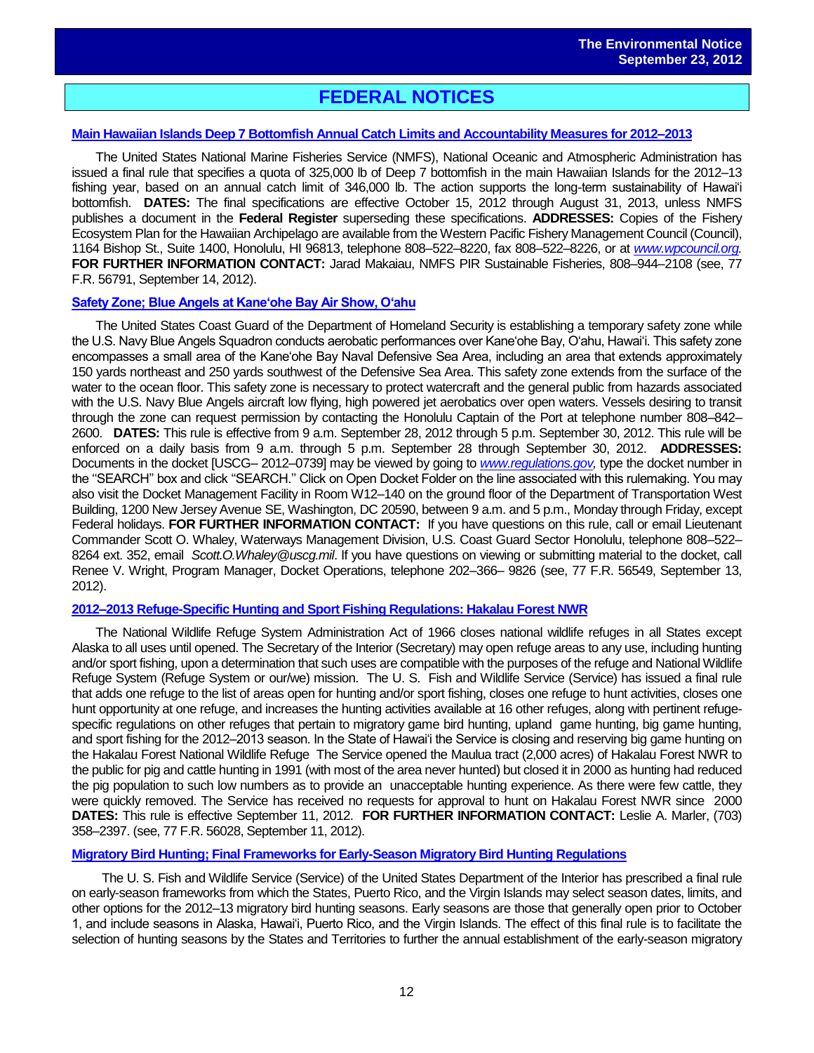# FEDERAL NOTICES

### [Main Hawaiian Islands Deep 7 Bottomfish Annual Catch Limits and Accountability Measures for 2012–2013]

The United States National Marine Fisheries Service (NMFS), National Oceanic and Atmospheric Administration has issued a final rule that specifies a quota of 325,000 lb of Deep 7 bottomfish in the main Hawaiian Islands for the 2012–13 fishing year, based on an annual catch limit of 346,000 lb. The action supports the long-term sustainability of Hawai'i bottomfish. **DATES:** The final specifications are effective October 15, 2012 through August 31, 2013, unless NMFS publishes a document in the **Federal Register** superseding these specifications. **ADDRESSES:** Copies of the Fishery Ecosystem Plan for the Hawaiian Archipelago are available from the Western Pacific Fishery Management Council (Council), 1164 Bishop St., Suite 1400, Honolulu, HI 96813, telephone 808–522–8220, fax 808–522–8226, or at *www.wpcouncil.org.* **FOR FURTHER INFORMATION CONTACT:** Jarad Makaiau, NMFS PIR Sustainable Fisheries, 808–944–2108 (see, 77 F.R. 56791, September 14, 2012).

### [Safety Zone; Blue Angels at Kane'ohe Bay Air Show, O'ahu]

The United States Coast Guard of the Department of Homeland Security is establishing a temporary safety zone while the U.S. Navy Blue Angels Squadron conducts aerobatic performances over Kane'ohe Bay, O'ahu, Hawai'i. This safety zone encompasses a small area of the Kane'ohe Bay Naval Defensive Sea Area, including an area that extends approximately 150 yards northeast and 250 yards southwest of the Defensive Sea Area. This safety zone extends from the surface of the water to the ocean floor. This safety zone is necessary to protect watercraft and the general public from hazards associated with the U.S. Navy Blue Angels aircraft low flying, high powered jet aerobatics over open waters. Vessels desiring to transit through the zone can request permission by contacting the Honolulu Captain of the Port at telephone number 808–842–2600. **DATES:** This rule is effective from 9 a.m. September 28, 2012 through 5 p.m. September 30, 2012. This rule will be enforced on a daily basis from 9 a.m. through 5 p.m. September 28 through September 30, 2012. **ADDRESSES:** Documents in the docket [USCG– 2012–0739] may be viewed by going to *www.regulations.gov,* type the docket number in the "SEARCH" box and click "SEARCH." Click on Open Docket Folder on the line associated with this rulemaking. You may also visit the Docket Management Facility in Room W12–140 on the ground floor of the Department of Transportation West Building, 1200 New Jersey Avenue SE, Washington, DC 20590, between 9 a.m. and 5 p.m., Monday through Friday, except Federal holidays. **FOR FURTHER INFORMATION CONTACT:** If you have questions on this rule, call or email Lieutenant Commander Scott O. Whaley, Waterways Management Division, U.S. Coast Guard Sector Honolulu, telephone 808–522–8264 ext. 352, email *Scott.O.Whaley@uscg.mil*. If you have questions on viewing or submitting material to the docket, call Renee V. Wright, Program Manager, Docket Operations, telephone 202–366– 9826 (see, 77 F.R. 56549, September 13, 2012).

### [2012–2013 Refuge-Specific Hunting and Sport Fishing Regulations: Hakalau Forest NWR]

The National Wildlife Refuge System Administration Act of 1966 closes national wildlife refuges in all States except Alaska to all uses until opened. The Secretary of the Interior (Secretary) may open refuge areas to any use, including hunting and/or sport fishing, upon a determination that such uses are compatible with the purposes of the refuge and National Wildlife Refuge System (Refuge System or our/we) mission. The U. S. Fish and Wildlife Service (Service) has issued a final rule that adds one refuge to the list of areas open for hunting and/or sport fishing, closes one refuge to hunt activities, closes one hunt opportunity at one refuge, and increases the hunting activities available at 16 other refuges, along with pertinent refuge-specific regulations on other refuges that pertain to migratory game bird hunting, upland game hunting, big game hunting, and sport fishing for the 2012–2013 season. In the State of Hawai'i the Service is closing and reserving big game hunting on the Hakalau Forest National Wildlife Refuge The Service opened the Maulua tract (2,000 acres) of Hakalau Forest NWR to the public for pig and cattle hunting in 1991 (with most of the area never hunted) but closed it in 2000 as hunting had reduced the pig population to such low numbers as to provide an unacceptable hunting experience. As there were few cattle, they were quickly removed. The Service has received no requests for approval to hunt on Hakalau Forest NWR since 2000 **DATES:** This rule is effective September 11, 2012. **FOR FURTHER INFORMATION CONTACT:** Leslie A. Marler, (703) 358–2397. (see, 77 F.R. 56028, September 11, 2012).

### [Migratory Bird Hunting; Final Frameworks for Early-Season Migratory Bird Hunting Regulations]

The U. S. Fish and Wildlife Service (Service) of the United States Department of the Interior has prescribed a final rule on early-season frameworks from which the States, Puerto Rico, and the Virgin Islands may select season dates, limits, and other options for the 2012–13 migratory bird hunting seasons. Early seasons are those that generally open prior to October 1, and include seasons in Alaska, Hawai'i, Puerto Rico, and the Virgin Islands. The effect of this final rule is to facilitate the selection of hunting seasons by the States and Territories to further the annual establishment of the early-season migratory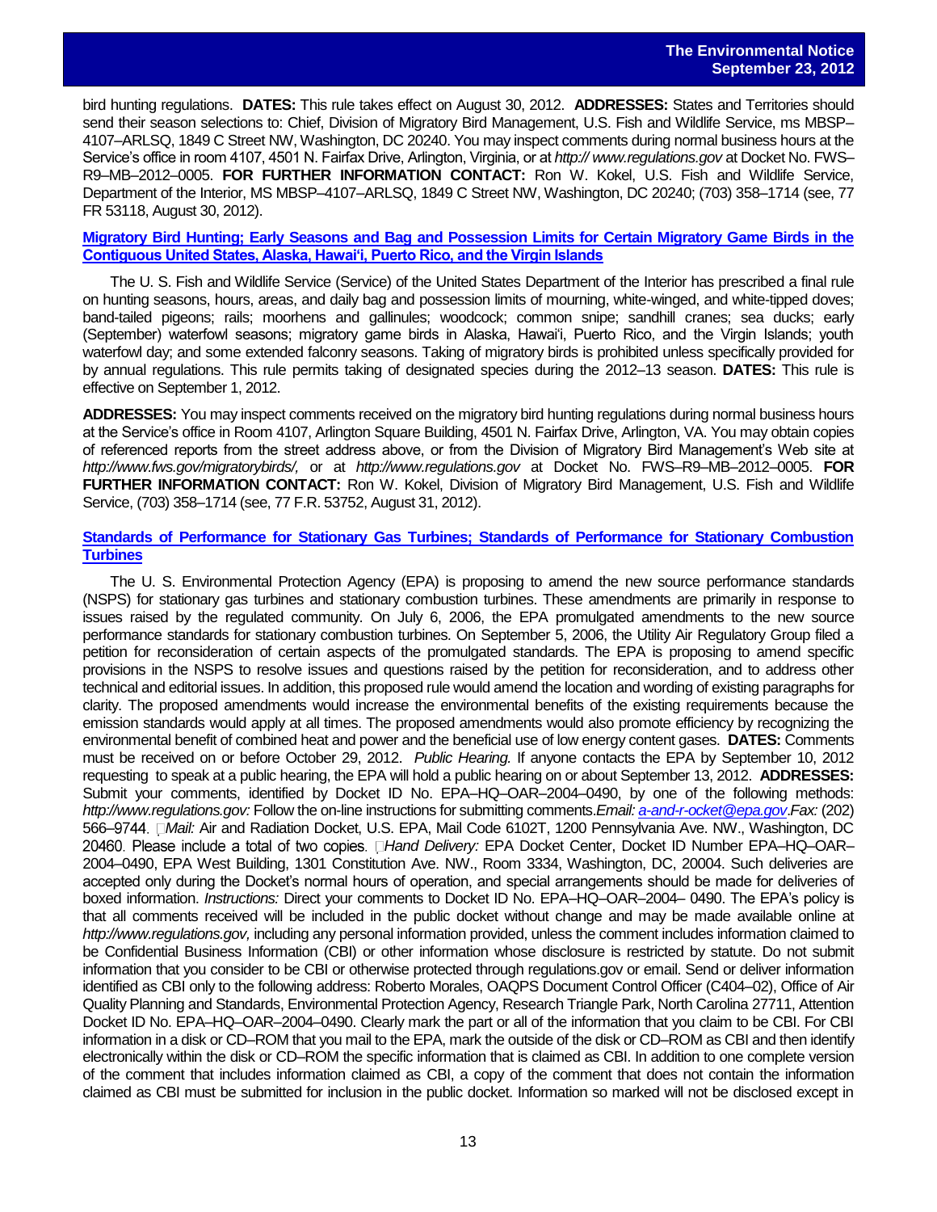bird hunting regulations. **DATES:** This rule takes effect on August 30, 2012. **ADDRESSES:** States and Territories should send their season selections to: Chief, Division of Migratory Bird Management, U.S. Fish and Wildlife Service, ms MBSP–4107–ARLSQ, 1849 C Street NW, Washington, DC 20240. You may inspect comments during normal business hours at the Service's office in room 4107, 4501 N. Fairfax Drive, Arlington, Virginia, or at *http:// www.regulations.gov* at Docket No. FWS–R9–MB–2012–0005. **FOR FURTHER INFORMATION CONTACT:** Ron W. Kokel, U.S. Fish and Wildlife Service, Department of the Interior, MS MBSP–4107–ARLSQ, 1849 C Street NW, Washington, DC 20240; (703) 358–1714 (see, 77 FR 53118, August 30, 2012).

**Migratory Bird Hunting; Early Seasons and Bag and Possession Limits for Certain Migratory Game Birds in the Contiguous United States, Alaska, Hawai'i, Puerto Rico, and the Virgin Islands**

The U. S. Fish and Wildlife Service (Service) of the United States Department of the Interior has prescribed a final rule on hunting seasons, hours, areas, and daily bag and possession limits of mourning, white-winged, and white-tipped doves; band-tailed pigeons; rails; moorhens and gallinules; woodcock; common snipe; sandhill cranes; sea ducks; early (September) waterfowl seasons; migratory game birds in Alaska, Hawai'i, Puerto Rico, and the Virgin Islands; youth waterfowl day; and some extended falconry seasons. Taking of migratory birds is prohibited unless specifically provided for by annual regulations. This rule permits taking of designated species during the 2012–13 season. **DATES:** This rule is effective on September 1, 2012.

**ADDRESSES:** You may inspect comments received on the migratory bird hunting regulations during normal business hours at the Service's office in Room 4107, Arlington Square Building, 4501 N. Fairfax Drive, Arlington, VA. You may obtain copies of referenced reports from the street address above, or from the Division of Migratory Bird Management's Web site at *http://www.fws.gov/migratorybirds/,* or at *http://www.regulations.gov* at Docket No. FWS–R9–MB–2012–0005. **FOR FURTHER INFORMATION CONTACT:** Ron W. Kokel, Division of Migratory Bird Management, U.S. Fish and Wildlife Service, (703) 358–1714 (see, 77 F.R. 53752, August 31, 2012).

**Standards of Performance for Stationary Gas Turbines; Standards of Performance for Stationary Combustion Turbines**

The U. S. Environmental Protection Agency (EPA) is proposing to amend the new source performance standards (NSPS) for stationary gas turbines and stationary combustion turbines. These amendments are primarily in response to issues raised by the regulated community. On July 6, 2006, the EPA promulgated amendments to the new source performance standards for stationary combustion turbines. On September 5, 2006, the Utility Air Regulatory Group filed a petition for reconsideration of certain aspects of the promulgated standards. The EPA is proposing to amend specific provisions in the NSPS to resolve issues and questions raised by the petition for reconsideration, and to address other technical and editorial issues. In addition, this proposed rule would amend the location and wording of existing paragraphs for clarity. The proposed amendments would increase the environmental benefits of the existing requirements because the emission standards would apply at all times. The proposed amendments would also promote efficiency by recognizing the environmental benefit of combined heat and power and the beneficial use of low energy content gases. **DATES:** Comments must be received on or before October 29, 2012. *Public Hearing.* If anyone contacts the EPA by September 10, 2012 requesting to speak at a public hearing, the EPA will hold a public hearing on or about September 13, 2012. **ADDRESSES:** Submit your comments, identified by Docket ID No. EPA–HQ–OAR–2004–0490, by one of the following methods: *http://www.regulations.gov:* Follow the on-line instructions for submitting comments.*Email: a-and-r-ocket@epa.gov*.*Fax:* (202) 566–9744. *Mail:* Air and Radiation Docket, U.S. EPA, Mail Code 6102T, 1200 Pennsylvania Ave. NW., Washington, DC 20460. Please include a total of two copies. *Hand Delivery:* EPA Docket Center, Docket ID Number EPA–HQ–OAR–2004–0490, EPA West Building, 1301 Constitution Ave. NW., Room 3334, Washington, DC, 20004. Such deliveries are accepted only during the Docket's normal hours of operation, and special arrangements should be made for deliveries of boxed information. *Instructions:* Direct your comments to Docket ID No. EPA–HQ–OAR–2004– 0490. The EPA's policy is that all comments received will be included in the public docket without change and may be made available online at *http://www.regulations.gov,* including any personal information provided, unless the comment includes information claimed to be Confidential Business Information (CBI) or other information whose disclosure is restricted by statute. Do not submit information that you consider to be CBI or otherwise protected through regulations.gov or email. Send or deliver information identified as CBI only to the following address: Roberto Morales, OAQPS Document Control Officer (C404–02), Office of Air Quality Planning and Standards, Environmental Protection Agency, Research Triangle Park, North Carolina 27711, Attention Docket ID No. EPA–HQ–OAR–2004–0490. Clearly mark the part or all of the information that you claim to be CBI. For CBI information in a disk or CD–ROM that you mail to the EPA, mark the outside of the disk or CD–ROM as CBI and then identify electronically within the disk or CD–ROM the specific information that is claimed as CBI. In addition to one complete version of the comment that includes information claimed as CBI, a copy of the comment that does not contain the information claimed as CBI must be submitted for inclusion in the public docket. Information so marked will not be disclosed except in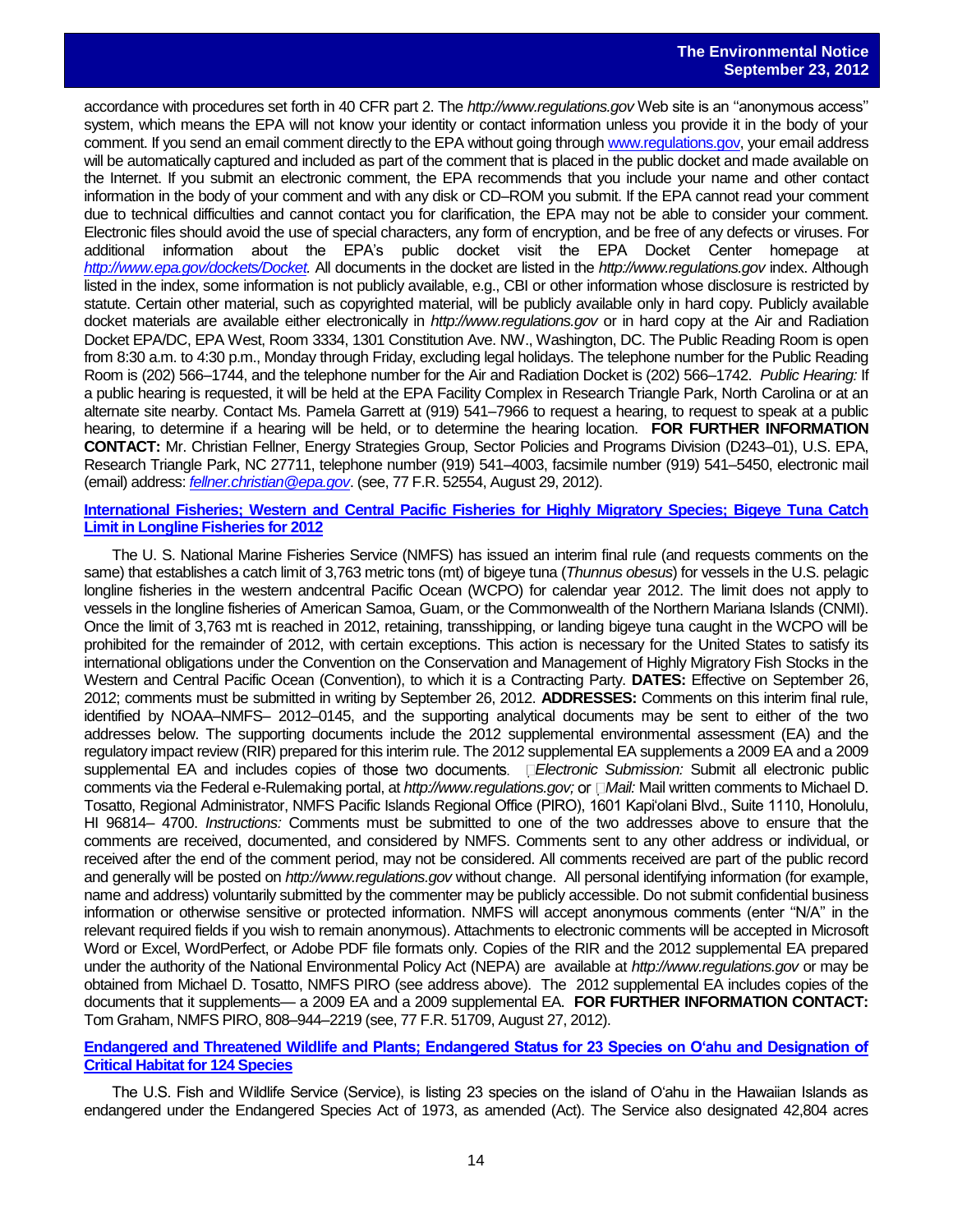accordance with procedures set forth in 40 CFR part 2. The *http://www.regulations.gov* Web site is an ''anonymous access'' system, which means the EPA will not know your identity or contact information unless you provide it in the body of your comment. If you send an email comment directly to the EPA without going through [www.regulations.gov](http://www.regulations.gov), your email address will be automatically captured and included as part of the comment that is placed in the public docket and made available on the Internet. If you submit an electronic comment, the EPA recommends that you include your name and other contact information in the body of your comment and with any disk or CD–ROM you submit. If the EPA cannot read your comment due to technical difficulties and cannot contact you for clarification, the EPA may not be able to consider your comment. Electronic files should avoid the use of special characters, any form of encryption, and be free of any defects or viruses. For additional information about the EPA's public docket visit the EPA Docket Center homepage at *http://www.epa.gov/dockets/Docket.* All documents in the docket are listed in the *http://www.regulations.gov* index. Although listed in the index, some information is not publicly available, e.g., CBI or other information whose disclosure is restricted by statute. Certain other material, such as copyrighted material, will be publicly available only in hard copy. Publicly available docket materials are available either electronically in *http://www.regulations.gov* or in hard copy at the Air and Radiation Docket EPA/DC, EPA West, Room 3334, 1301 Constitution Ave. NW., Washington, DC. The Public Reading Room is open from 8:30 a.m. to 4:30 p.m., Monday through Friday, excluding legal holidays. The telephone number for the Public Reading Room is (202) 566–1744, and the telephone number for the Air and Radiation Docket is (202) 566–1742. *Public Hearing:* If a public hearing is requested, it will be held at the EPA Facility Complex in Research Triangle Park, North Carolina or at an alternate site nearby. Contact Ms. Pamela Garrett at (919) 541–7966 to request a hearing, to request to speak at a public hearing, to determine if a hearing will be held, or to determine the hearing location. **FOR FURTHER INFORMATION CONTACT:** Mr. Christian Fellner, Energy Strategies Group, Sector Policies and Programs Division (D243–01), U.S. EPA, Research Triangle Park, NC 27711, telephone number (919) 541–4003, facsimile number (919) 541–5450, electronic mail (email) address: *fellner.christian@epa.gov*. (see, 77 F.R. 52554, August 29, 2012).

**International Fisheries; Western and Central Pacific Fisheries for Highly Migratory Species; Bigeye Tuna Catch Limit in Longline Fisheries for 2012**

The U. S. National Marine Fisheries Service (NMFS) has issued an interim final rule (and requests comments on the same) that establishes a catch limit of 3,763 metric tons (mt) of bigeye tuna (*Thunnus obesus*) for vessels in the U.S. pelagic longline fisheries in the western andcentral Pacific Ocean (WCPO) for calendar year 2012. The limit does not apply to vessels in the longline fisheries of American Samoa, Guam, or the Commonwealth of the Northern Mariana Islands (CNMI). Once the limit of 3,763 mt is reached in 2012, retaining, transshipping, or landing bigeye tuna caught in the WCPO will be prohibited for the remainder of 2012, with certain exceptions. This action is necessary for the United States to satisfy its international obligations under the Convention on the Conservation and Management of Highly Migratory Fish Stocks in the Western and Central Pacific Ocean (Convention), to which it is a Contracting Party. **DATES:** Effective on September 26, 2012; comments must be submitted in writing by September 26, 2012. **ADDRESSES:** Comments on this interim final rule, identified by NOAA–NMFS– 2012–0145, and the supporting analytical documents may be sent to either of the two addresses below. The supporting documents include the 2012 supplemental environmental assessment (EA) and the regulatory impact review (RIR) prepared for this interim rule. The 2012 supplemental EA supplements a 2009 EA and a 2009 supplemental EA and includes copies of those two documents. *Electronic Submission:* Submit all electronic public comments via the Federal e-Rulemaking portal, at *http://www.regulations.gov;* or *Mail:* Mail written comments to Michael D. Tosatto, Regional Administrator, NMFS Pacific Islands Regional Office (PIRO), 1601 Kapi'olani Blvd., Suite 1110, Honolulu, HI 96814– 4700. *Instructions:* Comments must be submitted to one of the two addresses above to ensure that the comments are received, documented, and considered by NMFS. Comments sent to any other address or individual, or received after the end of the comment period, may not be considered. All comments received are part of the public record and generally will be posted on *http://www.regulations.gov* without change. All personal identifying information (for example, name and address) voluntarily submitted by the commenter may be publicly accessible. Do not submit confidential business information or otherwise sensitive or protected information. NMFS will accept anonymous comments (enter ''N/A'' in the relevant required fields if you wish to remain anonymous). Attachments to electronic comments will be accepted in Microsoft Word or Excel, WordPerfect, or Adobe PDF file formats only. Copies of the RIR and the 2012 supplemental EA prepared under the authority of the National Environmental Policy Act (NEPA) are available at *http://www.regulations.gov* or may be obtained from Michael D. Tosatto, NMFS PIRO (see address above). The 2012 supplemental EA includes copies of the documents that it supplements— a 2009 EA and a 2009 supplemental EA. **FOR FURTHER INFORMATION CONTACT:** Tom Graham, NMFS PIRO, 808–944–2219 (see, 77 F.R. 51709, August 27, 2012).

**Endangered and Threatened Wildlife and Plants; Endangered Status for 23 Species on O'ahu and Designation of Critical Habitat for 124 Species**

The U.S. Fish and Wildlife Service (Service), is listing 23 species on the island of O'ahu in the Hawaiian Islands as endangered under the Endangered Species Act of 1973, as amended (Act). The Service also designated 42,804 acres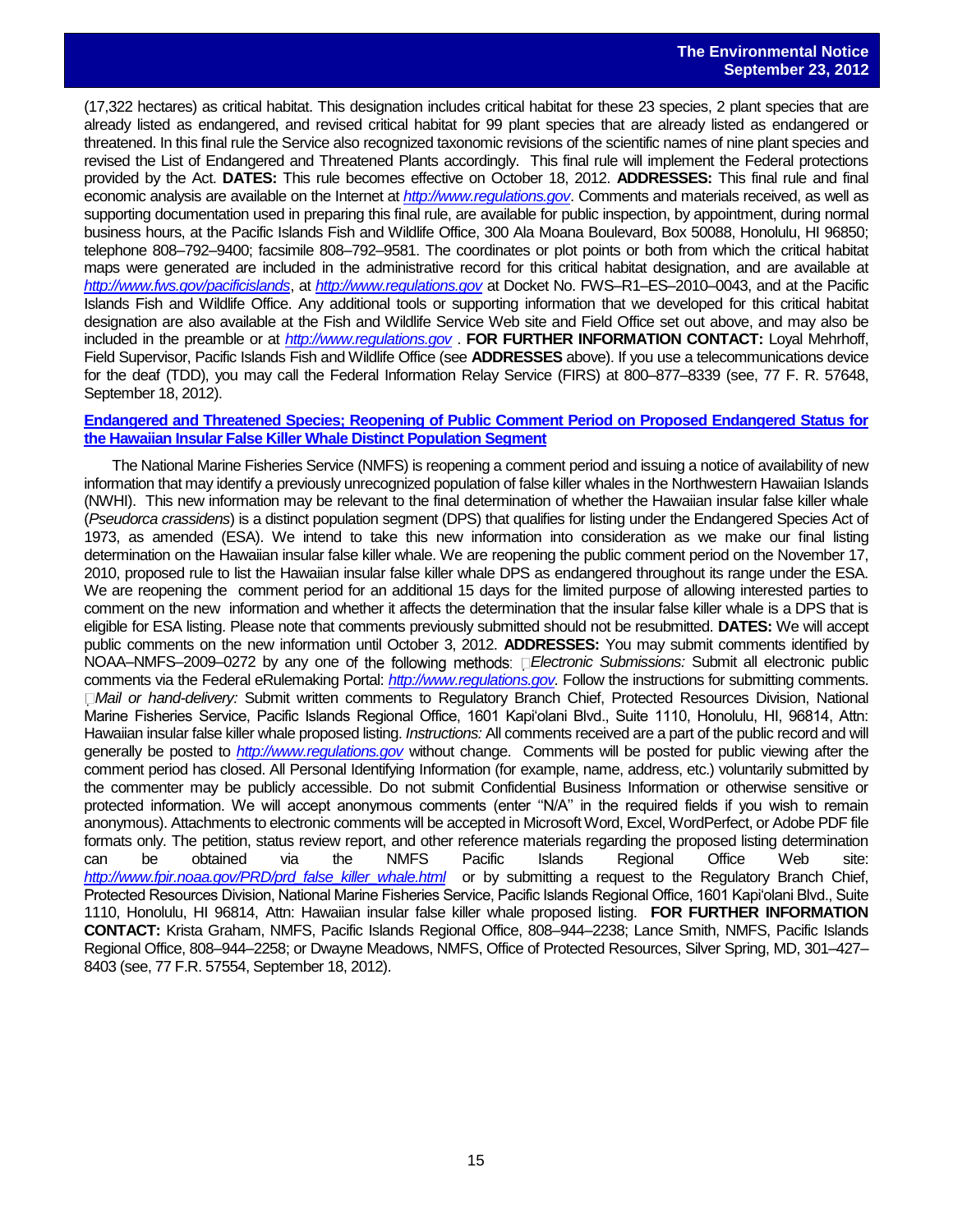(17,322 hectares) as critical habitat. This designation includes critical habitat for these 23 species, 2 plant species that are already listed as endangered, and revised critical habitat for 99 plant species that are already listed as endangered or threatened. In this final rule the Service also recognized taxonomic revisions of the scientific names of nine plant species and revised the List of Endangered and Threatened Plants accordingly. This final rule will implement the Federal protections provided by the Act. **DATES:** This rule becomes effective on October 18, 2012. **ADDRESSES:** This final rule and final economic analysis are available on the Internet at *http://www.regulations.gov*. Comments and materials received, as well as supporting documentation used in preparing this final rule, are available for public inspection, by appointment, during normal business hours, at the Pacific Islands Fish and Wildlife Office, 300 Ala Moana Boulevard, Box 50088, Honolulu, HI 96850; telephone 808–792–9400; facsimile 808–792–9581. The coordinates or plot points or both from which the critical habitat maps were generated are included in the administrative record for this critical habitat designation, and are available at *http://www.fws.gov/pacificislands*, at *http://www.regulations.gov* at Docket No. FWS–R1–ES–2010–0043, and at the Pacific Islands Fish and Wildlife Office. Any additional tools or supporting information that we developed for this critical habitat designation are also available at the Fish and Wildlife Service Web site and Field Office set out above, and may also be included in the preamble or at *http://www.regulations.gov* . **FOR FURTHER INFORMATION CONTACT:** Loyal Mehrhoff, Field Supervisor, Pacific Islands Fish and Wildlife Office (see **ADDRESSES** above). If you use a telecommunications device for the deaf (TDD), you may call the Federal Information Relay Service (FIRS) at 800–877–8339 (see, 77 F. R. 57648, September 18, 2012).

**Endangered and Threatened Species; Reopening of Public Comment Period on Proposed Endangered Status for the Hawaiian Insular False Killer Whale Distinct Population Segment**

The National Marine Fisheries Service (NMFS) is reopening a comment period and issuing a notice of availability of new information that may identify a previously unrecognized population of false killer whales in the Northwestern Hawaiian Islands (NWHI). This new information may be relevant to the final determination of whether the Hawaiian insular false killer whale (*Pseudorca crassidens*) is a distinct population segment (DPS) that qualifies for listing under the Endangered Species Act of 1973, as amended (ESA). We intend to take this new information into consideration as we make our final listing determination on the Hawaiian insular false killer whale. We are reopening the public comment period on the November 17, 2010, proposed rule to list the Hawaiian insular false killer whale DPS as endangered throughout its range under the ESA. We are reopening the comment period for an additional 15 days for the limited purpose of allowing interested parties to comment on the new information and whether it affects the determination that the insular false killer whale is a DPS that is eligible for ESA listing. Please note that comments previously submitted should not be resubmitted. **DATES:** We will accept public comments on the new information until October 3, 2012. **ADDRESSES:** You may submit comments identified by NOAA–NMFS–2009–0272 by any one of the following methods: *Electronic Submissions:* Submit all electronic public comments via the Federal eRulemaking Portal: *http://www.regulations.gov*. Follow the instructions for submitting comments. *Mail or hand-delivery:* Submit written comments to Regulatory Branch Chief, Protected Resources Division, National Marine Fisheries Service, Pacific Islands Regional Office, 1601 Kapi'olani Blvd., Suite 1110, Honolulu, HI, 96814, Attn: Hawaiian insular false killer whale proposed listing. *Instructions:* All comments received are a part of the public record and will generally be posted to *http://www.regulations.gov* without change. Comments will be posted for public viewing after the comment period has closed. All Personal Identifying Information (for example, name, address, etc.) voluntarily submitted by the commenter may be publicly accessible. Do not submit Confidential Business Information or otherwise sensitive or protected information. We will accept anonymous comments (enter ''N/A'' in the required fields if you wish to remain anonymous). Attachments to electronic comments will be accepted in Microsoft Word, Excel, WordPerfect, or Adobe PDF file formats only. The petition, status review report, and other reference materials regarding the proposed listing determination can be obtained via the NMFS Pacific Islands Regional Office Web site: *http://www.fpir.noaa.gov/PRD/prd_false_killer_whale.html* or by submitting a request to the Regulatory Branch Chief, Protected Resources Division, National Marine Fisheries Service, Pacific Islands Regional Office, 1601 Kapi'olani Blvd., Suite 1110, Honolulu, HI 96814, Attn: Hawaiian insular false killer whale proposed listing. **FOR FURTHER INFORMATION CONTACT:** Krista Graham, NMFS, Pacific Islands Regional Office, 808–944–2238; Lance Smith, NMFS, Pacific Islands Regional Office, 808–944–2258; or Dwayne Meadows, NMFS, Office of Protected Resources, Silver Spring, MD, 301–427–8403 (see, 77 F.R. 57554, September 18, 2012).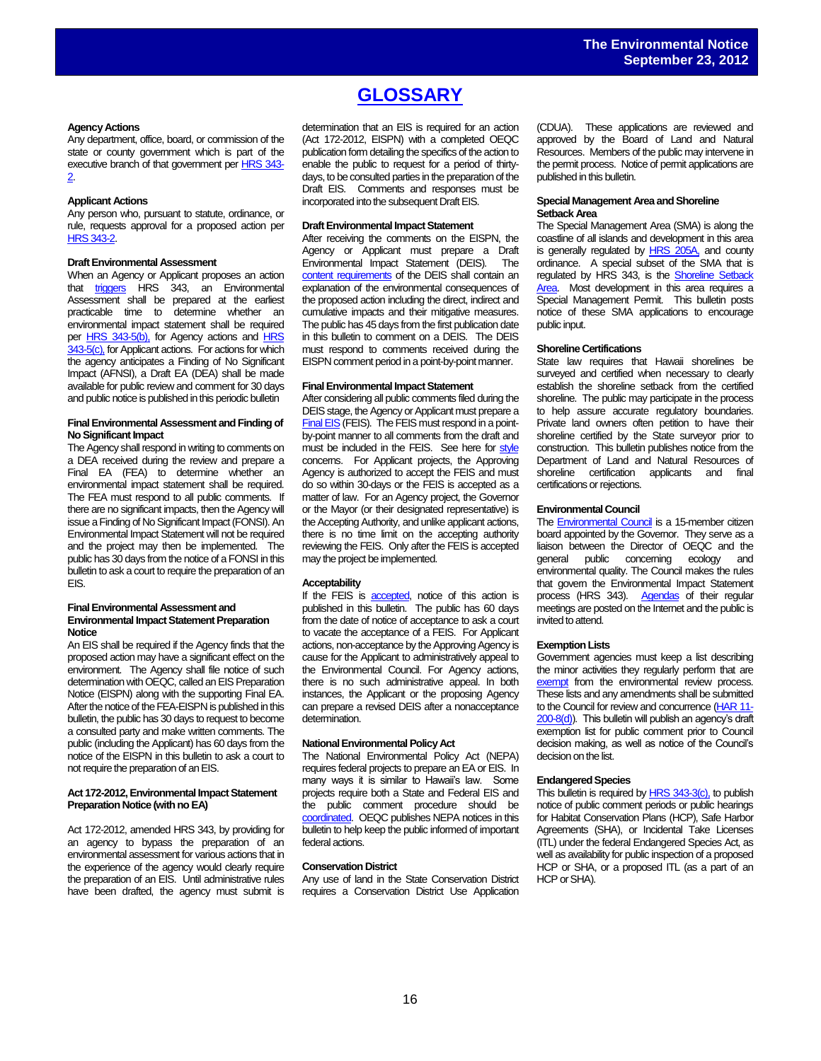# GLOSSARY

**Agency Actions**
Any department, office, board, or commission of the state or county government which is part of the executive branch of that government per HRS 343-2.

**Applicant Actions**
Any person who, pursuant to statute, ordinance, or rule, requests approval for a proposed action per HRS 343-2.

**Draft Environmental Assessment**
When an Agency or Applicant proposes an action that triggers HRS 343, an Environmental Assessment shall be prepared at the earliest practicable time to determine whether an environmental impact statement shall be required per HRS 343-5(b), for Agency actions and HRS 343-5(c), for Applicant actions. For actions for which the agency anticipates a Finding of No Significant Impact (AFNSI), a Draft EA (DEA) shall be made available for public review and comment for 30 days and public notice is published in this periodic bulletin

**Final Environmental Assessment and Finding of No Significant Impact**
The Agency shall respond in writing to comments on a DEA received during the review and prepare a Final EA (FEA) to determine whether an environmental impact statement shall be required. The FEA must respond to all public comments. If there are no significant impacts, then the Agency will issue a Finding of No Significant Impact (FONSI). An Environmental Impact Statement will not be required and the project may then be implemented. The public has 30 days from the notice of a FONSI in this bulletin to ask a court to require the preparation of an EIS.

**Final Environmental Assessment and Environmental Impact Statement Preparation Notice**
An EIS shall be required if the Agency finds that the proposed action may have a significant effect on the environment. The Agency shall file notice of such determination with OEQC, called an EIS Preparation Notice (EISPN) along with the supporting Final EA. After the notice of the FEA-EISPN is published in this bulletin, the public has 30 days to request to become a consulted party and make written comments. The public (including the Applicant) has 60 days from the notice of the EISPN in this bulletin to ask a court to not require the preparation of an EIS.

**Act 172-2012, Environmental Impact Statement Preparation Notice (with no EA)**

Act 172-2012, amended HRS 343, by providing for an agency to bypass the preparation of an environmental assessment for various actions that in the experience of the agency would clearly require the preparation of an EIS. Until administrative rules have been drafted, the agency must submit is determination that an EIS is required for an action (Act 172-2012, EISPN) with a completed OEQC publication form detailing the specifics of the action to enable the public to request for a period of thirty-days, to be consulted parties in the preparation of the Draft EIS. Comments and responses must be incorporated into the subsequent Draft EIS.

**Draft Environmental Impact Statement**
After receiving the comments on the EISPN, the Agency or Applicant must prepare a Draft Environmental Impact Statement (DEIS). The content requirements of the DEIS shall contain an explanation of the environmental consequences of the proposed action including the direct, indirect and cumulative impacts and their mitigative measures. The public has 45 days from the first publication date in this bulletin to comment on a DEIS. The DEIS must respond to comments received during the EISPN comment period in a point-by-point manner.

**Final Environmental Impact Statement**
After considering all public comments filed during the DEIS stage, the Agency or Applicant must prepare a Final EIS (FEIS). The FEIS must respond in a point-by-point manner to all comments from the draft and must be included in the FEIS. See here for style concerns. For Applicant projects, the Approving Agency is authorized to accept the FEIS and must do so within 30-days or the FEIS is accepted as a matter of law. For an Agency project, the Governor or the Mayor (or their designated representative) is the Accepting Authority, and unlike applicant actions, there is no time limit on the accepting authority reviewing the FEIS. Only after the FEIS is accepted may the project be implemented.

**Acceptability**
If the FEIS is accepted, notice of this action is published in this bulletin. The public has 60 days from the date of notice of acceptance to ask a court to vacate the acceptance of a FEIS. For Applicant actions, non-acceptance by the Approving Agency is cause for the Applicant to administratively appeal to the Environmental Council. For Agency actions, there is no such administrative appeal. In both instances, the Applicant or the proposing Agency can prepare a revised DEIS after a nonacceptance determination.

**National Environmental Policy Act**
The National Environmental Policy Act (NEPA) requires federal projects to prepare an EA or EIS. In many ways it is similar to Hawaii's law. Some projects require both a State and Federal EIS and the public comment procedure should be coordinated. OEQC publishes NEPA notices in this bulletin to help keep the public informed of important federal actions.

**Conservation District**
Any use of land in the State Conservation District requires a Conservation District Use Application (CDUA). These applications are reviewed and approved by the Board of Land and Natural Resources. Members of the public may intervene in the permit process. Notice of permit applications are published in this bulletin.

**Special Management Area and Shoreline Setback Area**
The Special Management Area (SMA) is along the coastline of all islands and development in this area is generally regulated by HRS 205A, and county ordinance. A special subset of the SMA that is regulated by HRS 343, is the Shoreline Setback Area. Most development in this area requires a Special Management Permit. This bulletin posts notice of these SMA applications to encourage public input.

**Shoreline Certifications**
State law requires that Hawaii shorelines be surveyed and certified when necessary to clearly establish the shoreline setback from the certified shoreline. The public may participate in the process to help assure accurate regulatory boundaries. Private land owners often petition to have their shoreline certified by the State surveyor prior to construction. This bulletin publishes notice from the Department of Land and Natural Resources of shoreline certification applicants and final certifications or rejections.

**Environmental Council**
The Environmental Council is a 15-member citizen board appointed by the Governor. They serve as a liaison between the Director of OEQC and the general public concerning ecology and environmental quality. The Council makes the rules that govern the Environmental Impact Statement process (HRS 343). Agendas of their regular meetings are posted on the Internet and the public is invited to attend.

**Exemption Lists**
Government agencies must keep a list describing the minor activities they regularly perform that are exempt from the environmental review process. These lists and any amendments shall be submitted to the Council for review and concurrence (HAR 11-200-8(d)). This bulletin will publish an agency's draft exemption list for public comment prior to Council decision making, as well as notice of the Council's decision on the list.

**Endangered Species**
This bulletin is required by HRS 343-3(c), to publish notice of public comment periods or public hearings for Habitat Conservation Plans (HCP), Safe Harbor Agreements (SHA), or Incidental Take Licenses (ITL) under the federal Endangered Species Act, as well as availability for public inspection of a proposed HCP or SHA, or a proposed ITL (as a part of an HCP or SHA).